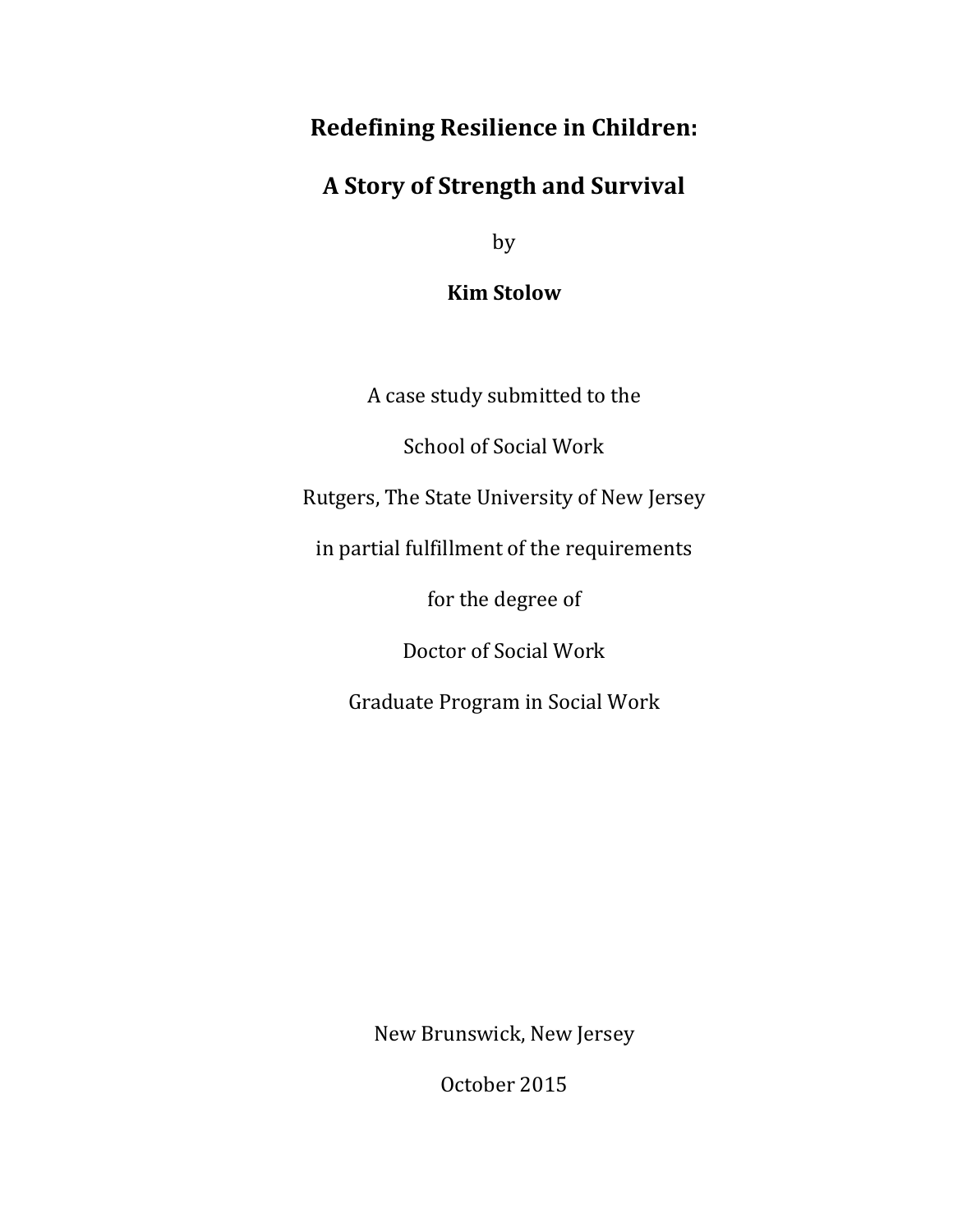# Redefining Resilience in Children:

# A Story of Strength and Survival

by

**Kim Stolow**

A case study submitted to the

School of Social Work

Rutgers, The State University of New Jersey

in partial fulfillment of the requirements

for the degree of

Doctor of Social Work

Graduate Program in Social Work

New Brunswick, New Jersey

October 2015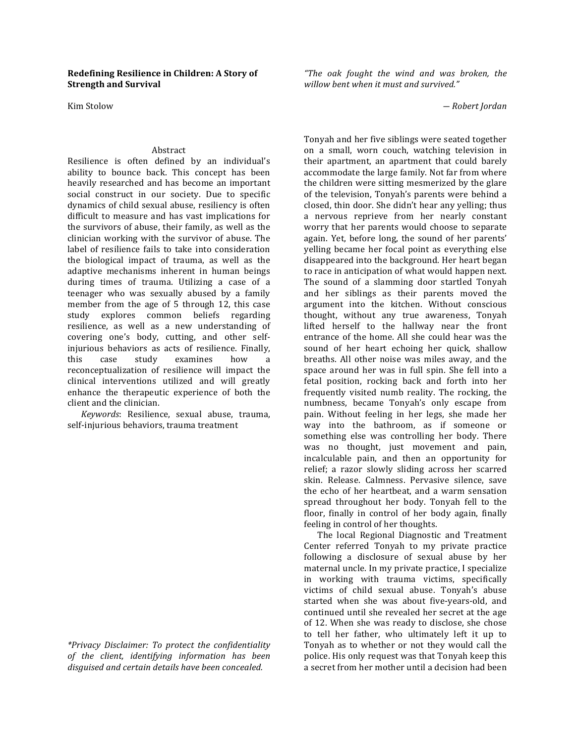**Redefining Resilience in Children: A Story of Strength and Survival**

Kim Stolow

Abstract

Resilience is often defined by an individual's ability to bounce back. This concept has been heavily researched and has become an important social construct in our society. Due to specific dynamics of child sexual abuse, resiliency is often difficult to measure and has vast implications for the survivors of abuse, their family, as well as the clinician working with the survivor of abuse. The label of resilience fails to take into consideration the biological impact of trauma, as well as the adaptive mechanisms inherent in human beings during times of trauma. Utilizing a case of a teenager who was sexually abused by a family member from the age of 5 through 12, this case study explores common beliefs regarding resilience, as well as a new understanding of covering one's body, cutting, and other self-injurious behaviors as acts of resilience. Finally, this case study examines how a reconceptualization of resilience will impact the clinical interventions utilized and will greatly enhance the therapeutic experience of both the client and the clinician.

*Keywords*: Resilience, sexual abuse, trauma, self-injurious behaviors, trauma treatment

*\*Privacy Disclaimer: To protect the confidentiality of the client, identifying information has been disguised and certain details have been concealed.*

*"The oak fought the wind and was broken, the willow bent when it must and survived."*

*— Robert Jordan*

Tonyah and her five siblings were seated together on a small, worn couch, watching television in their apartment, an apartment that could barely accommodate the large family. Not far from where the children were sitting mesmerized by the glare of the television, Tonyah's parents were behind a closed, thin door. She didn't hear any yelling; thus a nervous reprieve from her nearly constant worry that her parents would choose to separate again. Yet, before long, the sound of her parents' yelling became her focal point as everything else disappeared into the background. Her heart began to race in anticipation of what would happen next. The sound of a slamming door startled Tonyah and her siblings as their parents moved the argument into the kitchen. Without conscious thought, without any true awareness, Tonyah lifted herself to the hallway near the front entrance of the home. All she could hear was the sound of her heart echoing her quick, shallow breaths. All other noise was miles away, and the space around her was in full spin. She fell into a fetal position, rocking back and forth into her frequently visited numb reality. The rocking, the numbness, became Tonyah's only escape from pain. Without feeling in her legs, she made her way into the bathroom, as if someone or something else was controlling her body. There was no thought, just movement and pain, incalculable pain, and then an opportunity for relief; a razor slowly sliding across her scarred skin. Release. Calmness. Pervasive silence, save the echo of her heartbeat, and a warm sensation spread throughout her body. Tonyah fell to the floor, finally in control of her body again, finally feeling in control of her thoughts.

The local Regional Diagnostic and Treatment Center referred Tonyah to my private practice following a disclosure of sexual abuse by her maternal uncle. In my private practice, I specialize in working with trauma victims, specifically victims of child sexual abuse. Tonyah's abuse started when she was about five-years-old, and continued until she revealed her secret at the age of 12. When she was ready to disclose, she chose to tell her father, who ultimately left it up to Tonyah as to whether or not they would call the police. His only request was that Tonyah keep this a secret from her mother until a decision had been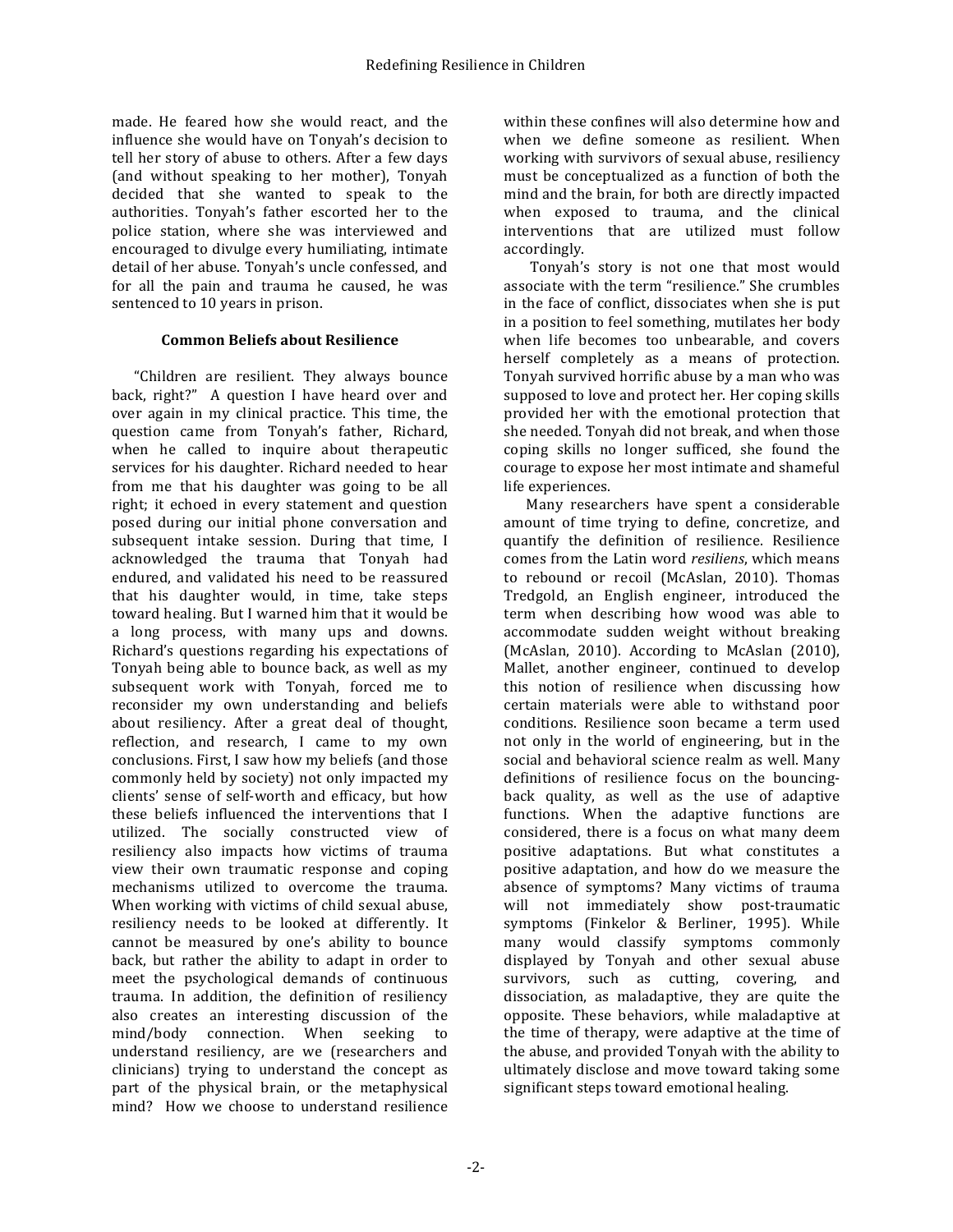made. He feared how she would react, and the influence she would have on Tonyah's decision to tell her story of abuse to others. After a few days (and without speaking to her mother), Tonyah decided that she wanted to speak to the authorities. Tonyah's father escorted her to the police station, where she was interviewed and encouraged to divulge every humiliating, intimate detail of her abuse. Tonyah's uncle confessed, and for all the pain and trauma he caused, he was sentenced to 10 years in prison.

## Common Beliefs about Resilience

"Children are resilient. They always bounce back, right?" A question I have heard over and over again in my clinical practice. This time, the question came from Tonyah's father, Richard, when he called to inquire about therapeutic services for his daughter. Richard needed to hear from me that his daughter was going to be all right; it echoed in every statement and question posed during our initial phone conversation and subsequent intake session. During that time, I acknowledged the trauma that Tonyah had endured, and validated his need to be reassured that his daughter would, in time, take steps toward healing. But I warned him that it would be a long process, with many ups and downs. Richard's questions regarding his expectations of Tonyah being able to bounce back, as well as my subsequent work with Tonyah, forced me to reconsider my own understanding and beliefs about resiliency. After a great deal of thought, reflection, and research, I came to my own conclusions. First, I saw how my beliefs (and those commonly held by society) not only impacted my clients' sense of self-worth and efficacy, but how these beliefs influenced the interventions that I utilized. The socially constructed view of resiliency also impacts how victims of trauma view their own traumatic response and coping mechanisms utilized to overcome the trauma. When working with victims of child sexual abuse, resiliency needs to be looked at differently. It cannot be measured by one's ability to bounce back, but rather the ability to adapt in order to meet the psychological demands of continuous trauma. In addition, the definition of resiliency also creates an interesting discussion of the mind/body connection. When seeking to understand resiliency, are we (researchers and clinicians) trying to understand the concept as part of the physical brain, or the metaphysical mind? How we choose to understand resilience within these confines will also determine how and when we define someone as resilient. When working with survivors of sexual abuse, resiliency must be conceptualized as a function of both the mind and the brain, for both are directly impacted when exposed to trauma, and the clinical interventions that are utilized must follow accordingly.

Tonyah's story is not one that most would associate with the term "resilience." She crumbles in the face of conflict, dissociates when she is put in a position to feel something, mutilates her body when life becomes too unbearable, and covers herself completely as a means of protection. Tonyah survived horrific abuse by a man who was supposed to love and protect her. Her coping skills provided her with the emotional protection that she needed. Tonyah did not break, and when those coping skills no longer sufficed, she found the courage to expose her most intimate and shameful life experiences.

Many researchers have spent a considerable amount of time trying to define, concretize, and quantify the definition of resilience. Resilience comes from the Latin word *resiliens*, which means to rebound or recoil (McAslan, 2010). Thomas Tredgold, an English engineer, introduced the term when describing how wood was able to accommodate sudden weight without breaking (McAslan, 2010). According to McAslan (2010), Mallet, another engineer, continued to develop this notion of resilience when discussing how certain materials were able to withstand poor conditions. Resilience soon became a term used not only in the world of engineering, but in the social and behavioral science realm as well. Many definitions of resilience focus on the bouncing-back quality, as well as the use of adaptive functions. When the adaptive functions are considered, there is a focus on what many deem positive adaptations. But what constitutes a positive adaptation, and how do we measure the absence of symptoms? Many victims of trauma will not immediately show post-traumatic symptoms (Finkelor & Berliner, 1995). While many would classify symptoms commonly displayed by Tonyah and other sexual abuse survivors, such as cutting, covering, and dissociation, as maladaptive, they are quite the opposite. These behaviors, while maladaptive at the time of therapy, were adaptive at the time of the abuse, and provided Tonyah with the ability to ultimately disclose and move toward taking some significant steps toward emotional healing.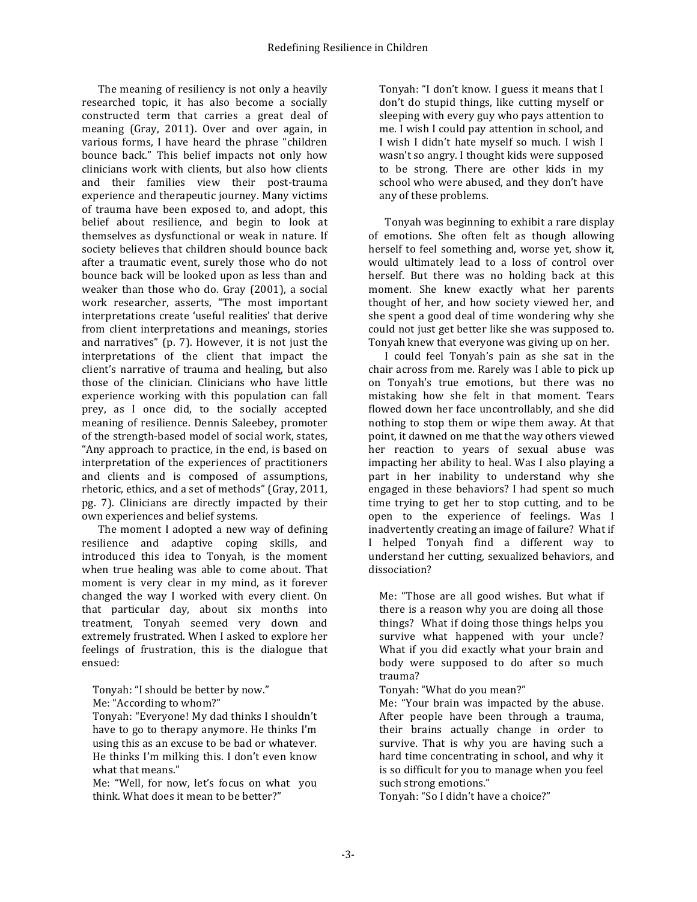The meaning of resiliency is not only a heavily researched topic, it has also become a socially constructed term that carries a great deal of meaning (Gray, 2011). Over and over again, in various forms, I have heard the phrase "children bounce back." This belief impacts not only how clinicians work with clients, but also how clients and their families view their post-trauma experience and therapeutic journey. Many victims of trauma have been exposed to, and adopt, this belief about resilience, and begin to look at themselves as dysfunctional or weak in nature. If society believes that children should bounce back after a traumatic event, surely those who do not bounce back will be looked upon as less than and weaker than those who do. Gray (2001), a social work researcher, asserts, "The most important interpretations create 'useful realities' that derive from client interpretations and meanings, stories and narratives" (p. 7). However, it is not just the interpretations of the client that impact the client's narrative of trauma and healing, but also those of the clinician. Clinicians who have little experience working with this population can fall prey, as I once did, to the socially accepted meaning of resilience. Dennis Saleebey, promoter of the strength-based model of social work, states, "Any approach to practice, in the end, is based on interpretation of the experiences of practitioners and clients and is composed of assumptions, rhetoric, ethics, and a set of methods" (Gray, 2011, pg. 7). Clinicians are directly impacted by their own experiences and belief systems.

The moment I adopted a new way of defining resilience and adaptive coping skills, and introduced this idea to Tonyah, is the moment when true healing was able to come about. That moment is very clear in my mind, as it forever changed the way I worked with every client. On that particular day, about six months into treatment, Tonyah seemed very down and extremely frustrated. When I asked to explore her feelings of frustration, this is the dialogue that ensued:

> Tonyah: "I should be better by now."
> Me: "According to whom?"
> Tonyah: "Everyone! My dad thinks I shouldn't have to go to therapy anymore. He thinks I'm using this as an excuse to be bad or whatever. He thinks I'm milking this. I don't even know what that means."
> Me: "Well, for now, let's focus on what you think. What does it mean to be better?"
> Tonyah: "I don't know. I guess it means that I don't do stupid things, like cutting myself or sleeping with every guy who pays attention to me. I wish I could pay attention in school, and I wish I didn't hate myself so much. I wish I wasn't so angry. I thought kids were supposed to be strong. There are other kids in my school who were abused, and they don't have any of these problems.

Tonyah was beginning to exhibit a rare display of emotions. She often felt as though allowing herself to feel something and, worse yet, show it, would ultimately lead to a loss of control over herself. But there was no holding back at this moment. She knew exactly what her parents thought of her, and how society viewed her, and she spent a good deal of time wondering why she could not just get better like she was supposed to. Tonyah knew that everyone was giving up on her.

I could feel Tonyah's pain as she sat in the chair across from me. Rarely was I able to pick up on Tonyah's true emotions, but there was no mistaking how she felt in that moment. Tears flowed down her face uncontrollably, and she did nothing to stop them or wipe them away. At that point, it dawned on me that the way others viewed her reaction to years of sexual abuse was impacting her ability to heal. Was I also playing a part in her inability to understand why she engaged in these behaviors? I had spent so much time trying to get her to stop cutting, and to be open to the experience of feelings. Was I inadvertently creating an image of failure? What if I helped Tonyah find a different way to understand her cutting, sexualized behaviors, and dissociation?

> Me: "Those are all good wishes. But what if there is a reason why you are doing all those things? What if doing those things helps you survive what happened with your uncle? What if you did exactly what your brain and body were supposed to do after so much trauma?
> Tonyah: "What do you mean?"
> Me: "Your brain was impacted by the abuse. After people have been through a trauma, their brains actually change in order to survive. That is why you are having such a hard time concentrating in school, and why it is so difficult for you to manage when you feel such strong emotions."
> Tonyah: "So I didn't have a choice?"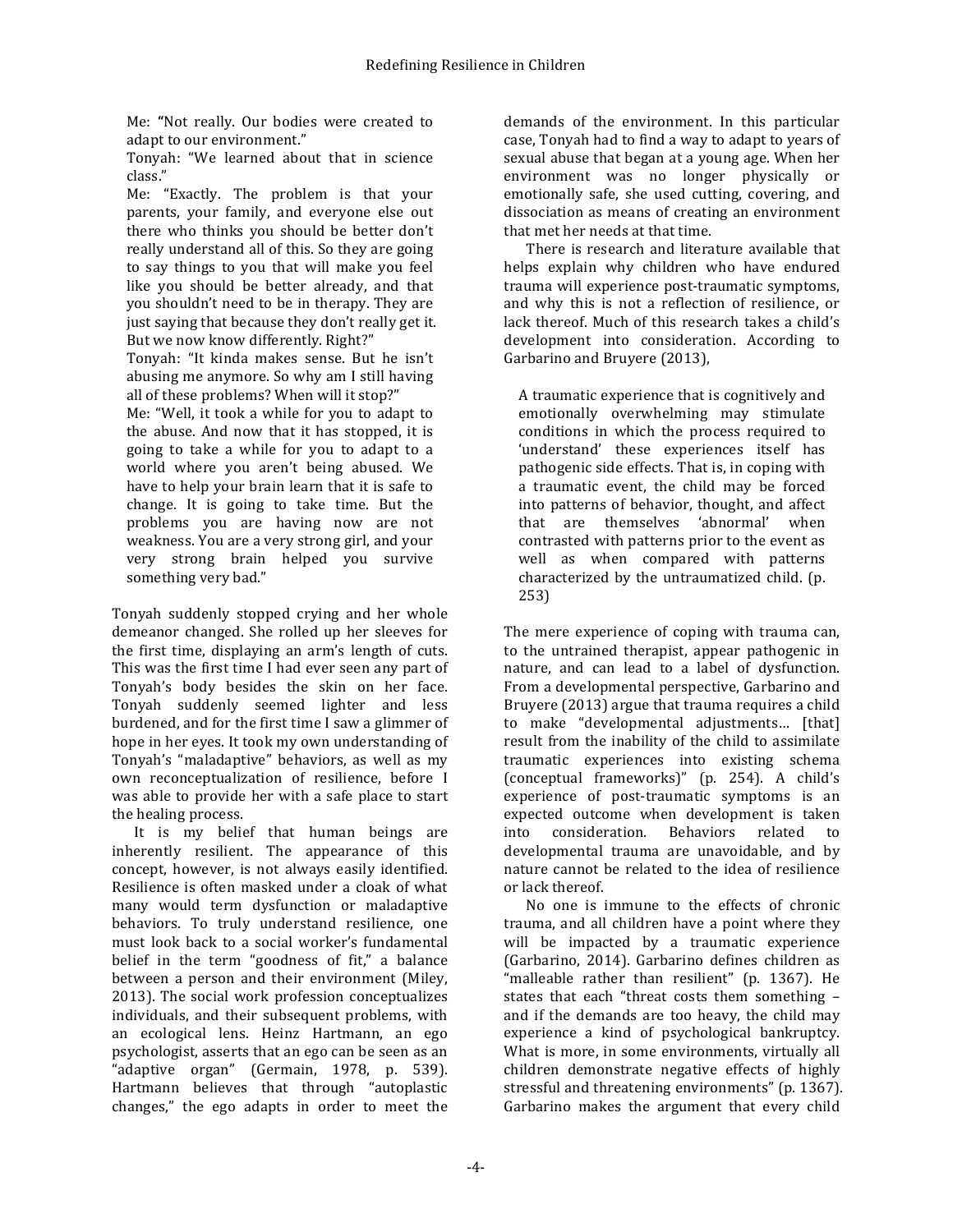> Me: "Not really. Our bodies were created to adapt to our environment."
>
> Tonyah: "We learned about that in science class."
>
> Me: "Exactly. The problem is that your parents, your family, and everyone else out there who thinks you should be better don't really understand all of this. So they are going to say things to you that will make you feel like you should be better already, and that you shouldn't need to be in therapy. They are just saying that because they don't really get it. But we now know differently. Right?"
>
> Tonyah: "It kinda makes sense. But he isn't abusing me anymore. So why am I still having all of these problems? When will it stop?"
>
> Me: "Well, it took a while for you to adapt to the abuse. And now that it has stopped, it is going to take a while for you to adapt to a world where you aren't being abused. We have to help your brain learn that it is safe to change. It is going to take time. But the problems you are having now are not weakness. You are a very strong girl, and your very strong brain helped you survive something very bad."

Tonyah suddenly stopped crying and her whole demeanor changed. She rolled up her sleeves for the first time, displaying an arm's length of cuts. This was the first time I had ever seen any part of Tonyah's body besides the skin on her face. Tonyah suddenly seemed lighter and less burdened, and for the first time I saw a glimmer of hope in her eyes. It took my own understanding of Tonyah's "maladaptive" behaviors, as well as my own reconceptualization of resilience, before I was able to provide her with a safe place to start the healing process.

It is my belief that human beings are inherently resilient. The appearance of this concept, however, is not always easily identified. Resilience is often masked under a cloak of what many would term dysfunction or maladaptive behaviors. To truly understand resilience, one must look back to a social worker's fundamental belief in the term "goodness of fit," a balance between a person and their environment (Miley, 2013). The social work profession conceptualizes individuals, and their subsequent problems, with an ecological lens. Heinz Hartmann, an ego psychologist, asserts that an ego can be seen as an "adaptive organ" (Germain, 1978, p. 539). Hartmann believes that through "autoplastic changes," the ego adapts in order to meet the demands of the environment. In this particular case, Tonyah had to find a way to adapt to years of sexual abuse that began at a young age. When her environment was no longer physically or emotionally safe, she used cutting, covering, and dissociation as means of creating an environment that met her needs at that time.

There is research and literature available that helps explain why children who have endured trauma will experience post-traumatic symptoms, and why this is not a reflection of resilience, or lack thereof. Much of this research takes a child's development into consideration. According to Garbarino and Bruyere (2013),

> A traumatic experience that is cognitively and emotionally overwhelming may stimulate conditions in which the process required to 'understand' these experiences itself has pathogenic side effects. That is, in coping with a traumatic event, the child may be forced into patterns of behavior, thought, and affect that are themselves 'abnormal' when contrasted with patterns prior to the event as well as when compared with patterns characterized by the untraumatized child. (p. 253)

The mere experience of coping with trauma can, to the untrained therapist, appear pathogenic in nature, and can lead to a label of dysfunction. From a developmental perspective, Garbarino and Bruyere (2013) argue that trauma requires a child to make "developmental adjustments… [that] result from the inability of the child to assimilate traumatic experiences into existing schema (conceptual frameworks)" (p. 254). A child's experience of post-traumatic symptoms is an expected outcome when development is taken into consideration. Behaviors related to developmental trauma are unavoidable, and by nature cannot be related to the idea of resilience or lack thereof.

No one is immune to the effects of chronic trauma, and all children have a point where they will be impacted by a traumatic experience (Garbarino, 2014). Garbarino defines children as "malleable rather than resilient" (p. 1367). He states that each "threat costs them something – and if the demands are too heavy, the child may experience a kind of psychological bankruptcy. What is more, in some environments, virtually all children demonstrate negative effects of highly stressful and threatening environments" (p. 1367). Garbarino makes the argument that every child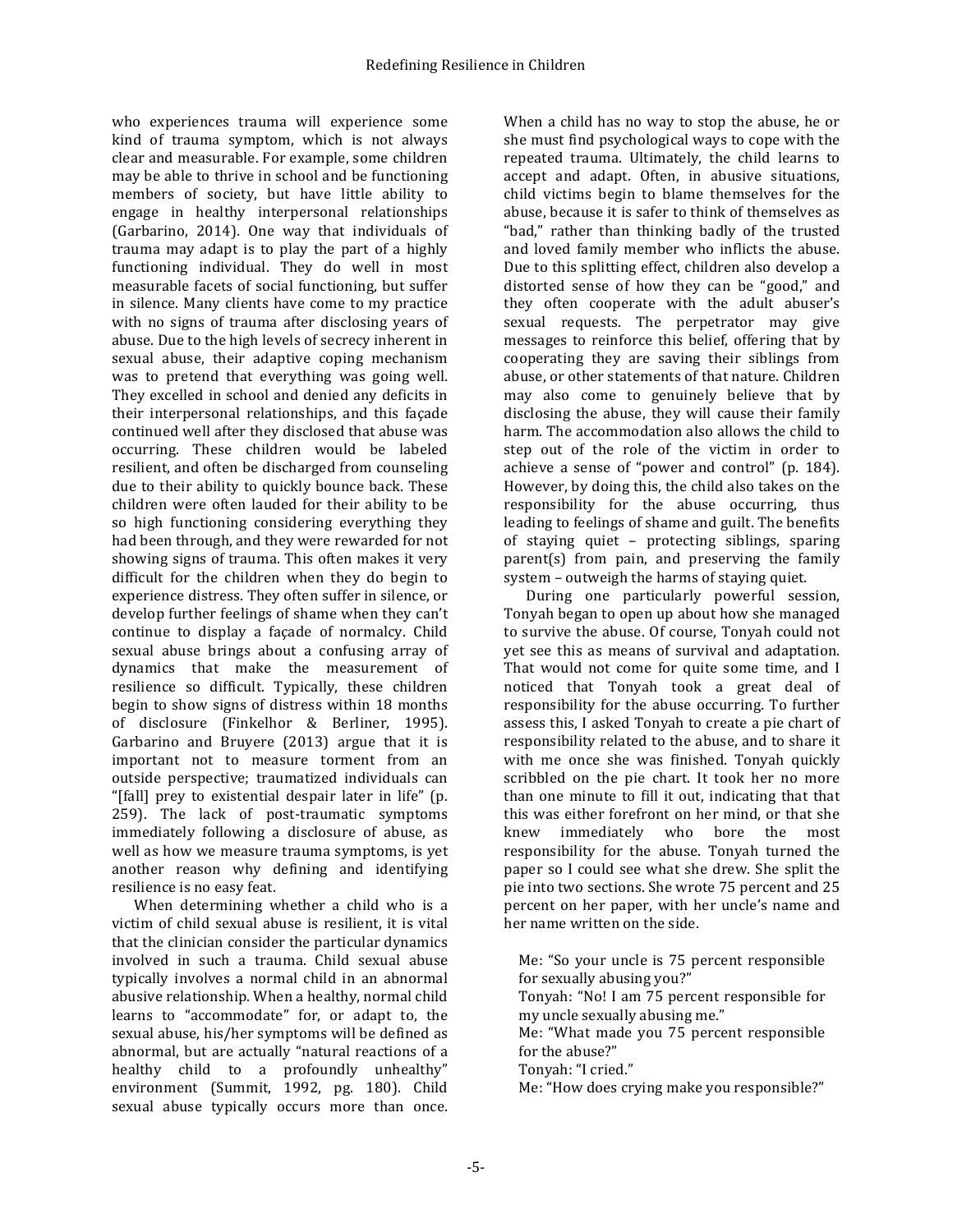who experiences trauma will experience some kind of trauma symptom, which is not always clear and measurable. For example, some children may be able to thrive in school and be functioning members of society, but have little ability to engage in healthy interpersonal relationships (Garbarino, 2014). One way that individuals of trauma may adapt is to play the part of a highly functioning individual. They do well in most measurable facets of social functioning, but suffer in silence. Many clients have come to my practice with no signs of trauma after disclosing years of abuse. Due to the high levels of secrecy inherent in sexual abuse, their adaptive coping mechanism was to pretend that everything was going well. They excelled in school and denied any deficits in their interpersonal relationships, and this façade continued well after they disclosed that abuse was occurring. These children would be labeled resilient, and often be discharged from counseling due to their ability to quickly bounce back. These children were often lauded for their ability to be so high functioning considering everything they had been through, and they were rewarded for not showing signs of trauma. This often makes it very difficult for the children when they do begin to experience distress. They often suffer in silence, or develop further feelings of shame when they can't continue to display a façade of normalcy. Child sexual abuse brings about a confusing array of dynamics that make the measurement of resilience so difficult. Typically, these children begin to show signs of distress within 18 months of disclosure (Finkelhor & Berliner, 1995). Garbarino and Bruyere (2013) argue that it is important not to measure torment from an outside perspective; traumatized individuals can "[fall] prey to existential despair later in life" (p. 259). The lack of post-traumatic symptoms immediately following a disclosure of abuse, as well as how we measure trauma symptoms, is yet another reason why defining and identifying resilience is no easy feat.

When determining whether a child who is a victim of child sexual abuse is resilient, it is vital that the clinician consider the particular dynamics involved in such a trauma. Child sexual abuse typically involves a normal child in an abnormal abusive relationship. When a healthy, normal child learns to "accommodate" for, or adapt to, the sexual abuse, his/her symptoms will be defined as abnormal, but are actually "natural reactions of a healthy child to a profoundly unhealthy" environment (Summit, 1992, pg. 180). Child sexual abuse typically occurs more than once. When a child has no way to stop the abuse, he or she must find psychological ways to cope with the repeated trauma. Ultimately, the child learns to accept and adapt. Often, in abusive situations, child victims begin to blame themselves for the abuse, because it is safer to think of themselves as "bad," rather than thinking badly of the trusted and loved family member who inflicts the abuse. Due to this splitting effect, children also develop a distorted sense of how they can be "good," and they often cooperate with the adult abuser's sexual requests. The perpetrator may give messages to reinforce this belief, offering that by cooperating they are saving their siblings from abuse, or other statements of that nature. Children may also come to genuinely believe that by disclosing the abuse, they will cause their family harm. The accommodation also allows the child to step out of the role of the victim in order to achieve a sense of "power and control" (p. 184). However, by doing this, the child also takes on the responsibility for the abuse occurring, thus leading to feelings of shame and guilt. The benefits of staying quiet – protecting siblings, sparing parent(s) from pain, and preserving the family system – outweigh the harms of staying quiet.

During one particularly powerful session, Tonyah began to open up about how she managed to survive the abuse. Of course, Tonyah could not yet see this as means of survival and adaptation. That would not come for quite some time, and I noticed that Tonyah took a great deal of responsibility for the abuse occurring. To further assess this, I asked Tonyah to create a pie chart of responsibility related to the abuse, and to share it with me once she was finished. Tonyah quickly scribbled on the pie chart. It took her no more than one minute to fill it out, indicating that that this was either forefront on her mind, or that she knew immediately who bore the most responsibility for the abuse. Tonyah turned the paper so I could see what she drew. She split the pie into two sections. She wrote 75 percent and 25 percent on her paper, with her uncle's name and her name written on the side.

> Me: "So your uncle is 75 percent responsible for sexually abusing you?"
> Tonyah: "No! I am 75 percent responsible for my uncle sexually abusing me."
> Me: "What made you 75 percent responsible for the abuse?"
> Tonyah: "I cried."
> Me: "How does crying make you responsible?"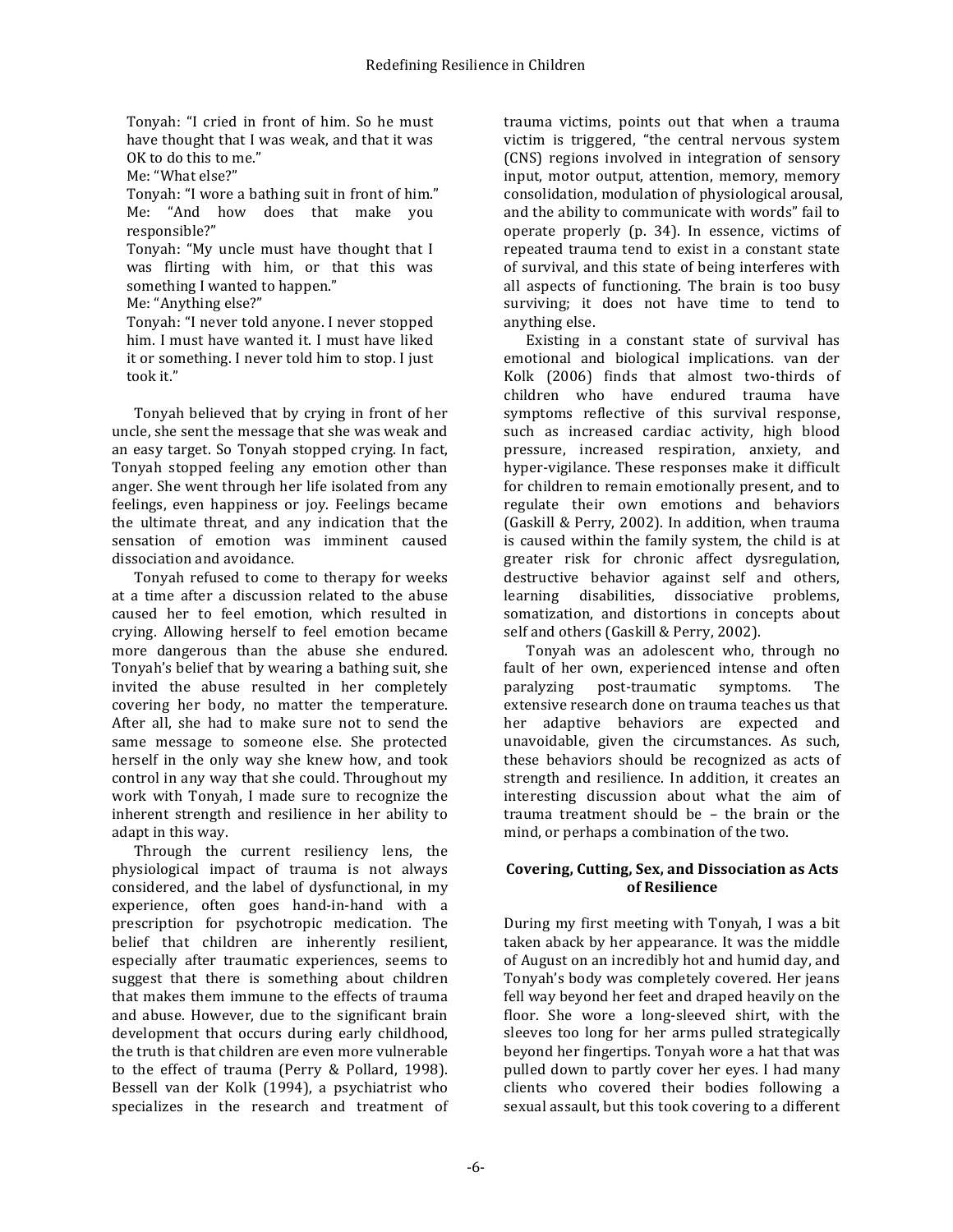Tonyah: "I cried in front of him. So he must have thought that I was weak, and that it was OK to do this to me."
Me: "What else?"
Tonyah: "I wore a bathing suit in front of him."
Me: "And how does that make you responsible?"
Tonyah: "My uncle must have thought that I was flirting with him, or that this was something I wanted to happen."
Me: "Anything else?"
Tonyah: "I never told anyone. I never stopped him. I must have wanted it. I must have liked it or something. I never told him to stop. I just took it."

Tonyah believed that by crying in front of her uncle, she sent the message that she was weak and an easy target. So Tonyah stopped crying. In fact, Tonyah stopped feeling any emotion other than anger. She went through her life isolated from any feelings, even happiness or joy. Feelings became the ultimate threat, and any indication that the sensation of emotion was imminent caused dissociation and avoidance.

Tonyah refused to come to therapy for weeks at a time after a discussion related to the abuse caused her to feel emotion, which resulted in crying. Allowing herself to feel emotion became more dangerous than the abuse she endured. Tonyah's belief that by wearing a bathing suit, she invited the abuse resulted in her completely covering her body, no matter the temperature. After all, she had to make sure not to send the same message to someone else. She protected herself in the only way she knew how, and took control in any way that she could. Throughout my work with Tonyah, I made sure to recognize the inherent strength and resilience in her ability to adapt in this way.

Through the current resiliency lens, the physiological impact of trauma is not always considered, and the label of dysfunctional, in my experience, often goes hand-in-hand with a prescription for psychotropic medication. The belief that children are inherently resilient, especially after traumatic experiences, seems to suggest that there is something about children that makes them immune to the effects of trauma and abuse. However, due to the significant brain development that occurs during early childhood, the truth is that children are even more vulnerable to the effect of trauma (Perry & Pollard, 1998). Bessell van der Kolk (1994), a psychiatrist who specializes in the research and treatment of trauma victims, points out that when a trauma victim is triggered, "the central nervous system (CNS) regions involved in integration of sensory input, motor output, attention, memory, memory consolidation, modulation of physiological arousal, and the ability to communicate with words" fail to operate properly (p. 34). In essence, victims of repeated trauma tend to exist in a constant state of survival, and this state of being interferes with all aspects of functioning. The brain is too busy surviving; it does not have time to tend to anything else.

Existing in a constant state of survival has emotional and biological implications. van der Kolk (2006) finds that almost two-thirds of children who have endured trauma have symptoms reflective of this survival response, such as increased cardiac activity, high blood pressure, increased respiration, anxiety, and hyper-vigilance. These responses make it difficult for children to remain emotionally present, and to regulate their own emotions and behaviors (Gaskill & Perry, 2002). In addition, when trauma is caused within the family system, the child is at greater risk for chronic affect dysregulation, destructive behavior against self and others, learning disabilities, dissociative problems, somatization, and distortions in concepts about self and others (Gaskill & Perry, 2002).

Tonyah was an adolescent who, through no fault of her own, experienced intense and often paralyzing post-traumatic symptoms. The extensive research done on trauma teaches us that her adaptive behaviors are expected and unavoidable, given the circumstances. As such, these behaviors should be recognized as acts of strength and resilience. In addition, it creates an interesting discussion about what the aim of trauma treatment should be – the brain or the mind, or perhaps a combination of the two.

## Covering, Cutting, Sex, and Dissociation as Acts of Resilience

During my first meeting with Tonyah, I was a bit taken aback by her appearance. It was the middle of August on an incredibly hot and humid day, and Tonyah's body was completely covered. Her jeans fell way beyond her feet and draped heavily on the floor. She wore a long-sleeved shirt, with the sleeves too long for her arms pulled strategically beyond her fingertips. Tonyah wore a hat that was pulled down to partly cover her eyes. I had many clients who covered their bodies following a sexual assault, but this took covering to a different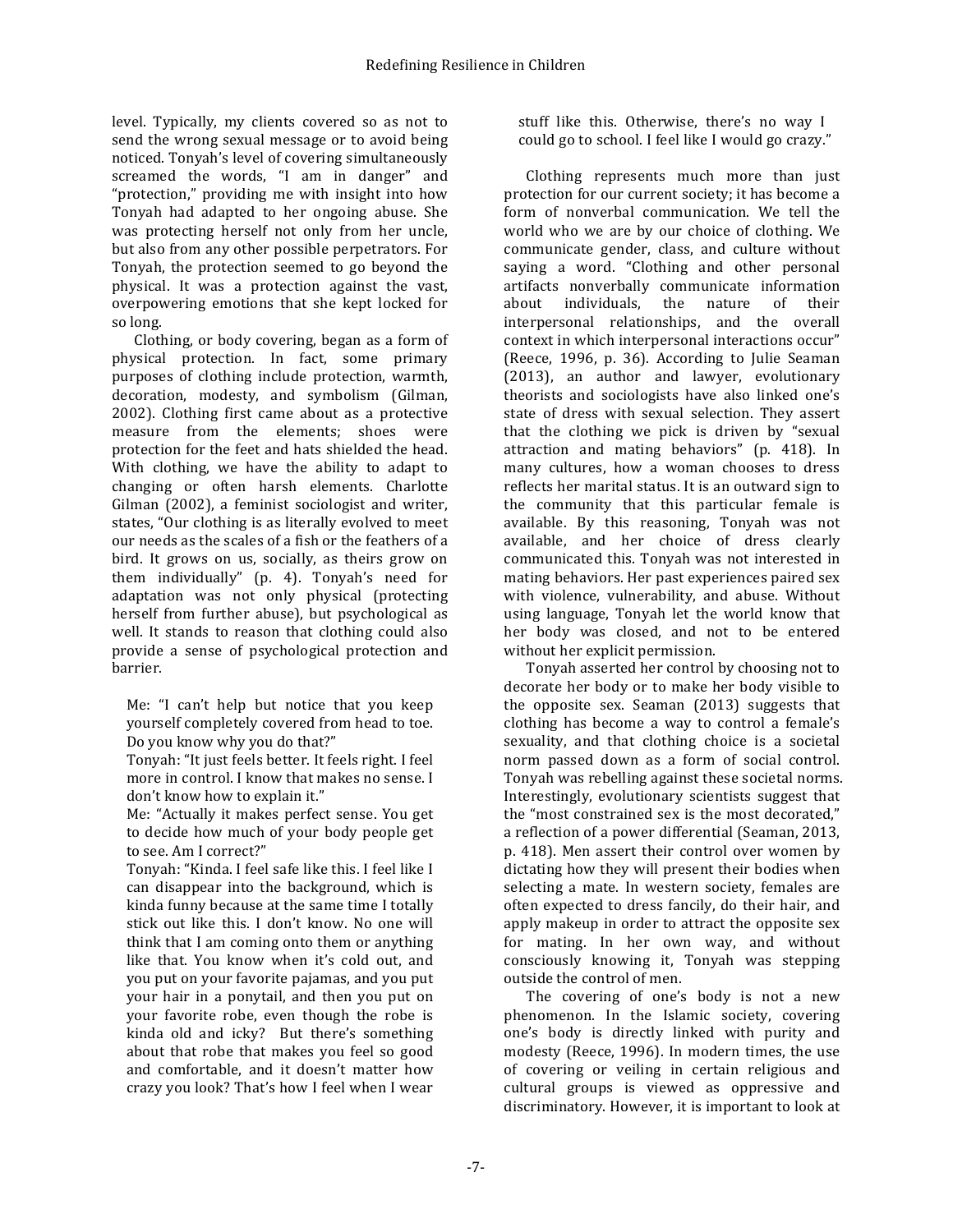level. Typically, my clients covered so as not to send the wrong sexual message or to avoid being noticed. Tonyah's level of covering simultaneously screamed the words, "I am in danger" and "protection," providing me with insight into how Tonyah had adapted to her ongoing abuse. She was protecting herself not only from her uncle, but also from any other possible perpetrators. For Tonyah, the protection seemed to go beyond the physical. It was a protection against the vast, overpowering emotions that she kept locked for so long.

Clothing, or body covering, began as a form of physical protection. In fact, some primary purposes of clothing include protection, warmth, decoration, modesty, and symbolism (Gilman, 2002). Clothing first came about as a protective measure from the elements; shoes were protection for the feet and hats shielded the head. With clothing, we have the ability to adapt to changing or often harsh elements. Charlotte Gilman (2002), a feminist sociologist and writer, states, "Our clothing is as literally evolved to meet our needs as the scales of a fish or the feathers of a bird. It grows on us, socially, as theirs grow on them individually" (p. 4). Tonyah's need for adaptation was not only physical (protecting herself from further abuse), but psychological as well. It stands to reason that clothing could also provide a sense of psychological protection and barrier.

> Me: "I can't help but notice that you keep yourself completely covered from head to toe. Do you know why you do that?"
>
> Tonyah: "It just feels better. It feels right. I feel more in control. I know that makes no sense. I don't know how to explain it."
>
> Me: "Actually it makes perfect sense. You get to decide how much of your body people get to see. Am I correct?"
>
> Tonyah: "Kinda. I feel safe like this. I feel like I can disappear into the background, which is kinda funny because at the same time I totally stick out like this. I don't know. No one will think that I am coming onto them or anything like that. You know when it's cold out, and you put on your favorite pajamas, and you put your hair in a ponytail, and then you put on your favorite robe, even though the robe is kinda old and icky? But there's something about that robe that makes you feel so good and comfortable, and it doesn't matter how crazy you look? That's how I feel when I wear stuff like this. Otherwise, there's no way I could go to school. I feel like I would go crazy."

Clothing represents much more than just protection for our current society; it has become a form of nonverbal communication. We tell the world who we are by our choice of clothing. We communicate gender, class, and culture without saying a word. "Clothing and other personal artifacts nonverbally communicate information about individuals, the nature of their interpersonal relationships, and the overall context in which interpersonal interactions occur" (Reece, 1996, p. 36). According to Julie Seaman (2013), an author and lawyer, evolutionary theorists and sociologists have also linked one's state of dress with sexual selection. They assert that the clothing we pick is driven by "sexual attraction and mating behaviors" (p. 418). In many cultures, how a woman chooses to dress reflects her marital status. It is an outward sign to the community that this particular female is available. By this reasoning, Tonyah was not available, and her choice of dress clearly communicated this. Tonyah was not interested in mating behaviors. Her past experiences paired sex with violence, vulnerability, and abuse. Without using language, Tonyah let the world know that her body was closed, and not to be entered without her explicit permission.

Tonyah asserted her control by choosing not to decorate her body or to make her body visible to the opposite sex. Seaman (2013) suggests that clothing has become a way to control a female's sexuality, and that clothing choice is a societal norm passed down as a form of social control. Tonyah was rebelling against these societal norms. Interestingly, evolutionary scientists suggest that the "most constrained sex is the most decorated," a reflection of a power differential (Seaman, 2013, p. 418). Men assert their control over women by dictating how they will present their bodies when selecting a mate. In western society, females are often expected to dress fancily, do their hair, and apply makeup in order to attract the opposite sex for mating. In her own way, and without consciously knowing it, Tonyah was stepping outside the control of men.

The covering of one's body is not a new phenomenon. In the Islamic society, covering one's body is directly linked with purity and modesty (Reece, 1996). In modern times, the use of covering or veiling in certain religious and cultural groups is viewed as oppressive and discriminatory. However, it is important to look at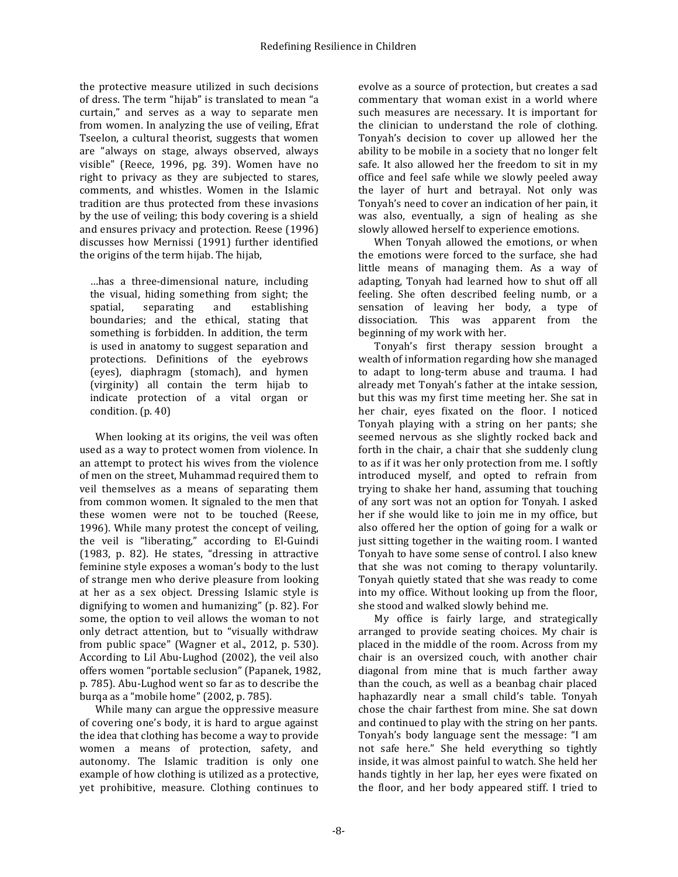the protective measure utilized in such decisions of dress. The term "hijab" is translated to mean "a curtain," and serves as a way to separate men from women. In analyzing the use of veiling, Efrat Tseelon, a cultural theorist, suggests that women are "always on stage, always observed, always visible" (Reece, 1996, pg. 39). Women have no right to privacy as they are subjected to stares, comments, and whistles. Women in the Islamic tradition are thus protected from these invasions by the use of veiling; this body covering is a shield and ensures privacy and protection. Reese (1996) discusses how Mernissi (1991) further identified the origins of the term hijab. The hijab,

> …has a three-dimensional nature, including the visual, hiding something from sight; the spatial, separating and establishing boundaries; and the ethical, stating that something is forbidden. In addition, the term is used in anatomy to suggest separation and protections. Definitions of the eyebrows (eyes), diaphragm (stomach), and hymen (virginity) all contain the term hijab to indicate protection of a vital organ or condition. (p. 40)

When looking at its origins, the veil was often used as a way to protect women from violence. In an attempt to protect his wives from the violence of men on the street, Muhammad required them to veil themselves as a means of separating them from common women. It signaled to the men that these women were not to be touched (Reese, 1996). While many protest the concept of veiling, the veil is "liberating," according to El-Guindi (1983, p. 82). He states, "dressing in attractive feminine style exposes a woman's body to the lust of strange men who derive pleasure from looking at her as a sex object. Dressing Islamic style is dignifying to women and humanizing" (p. 82). For some, the option to veil allows the woman to not only detract attention, but to "visually withdraw from public space" (Wagner et al., 2012, p. 530). According to Lil Abu-Lughod (2002), the veil also offers women "portable seclusion" (Papanek, 1982, p. 785). Abu-Lughod went so far as to describe the burqa as a "mobile home" (2002, p. 785).

While many can argue the oppressive measure of covering one's body, it is hard to argue against the idea that clothing has become a way to provide women a means of protection, safety, and autonomy. The Islamic tradition is only one example of how clothing is utilized as a protective, yet prohibitive, measure. Clothing continues to evolve as a source of protection, but creates a sad commentary that woman exist in a world where such measures are necessary. It is important for the clinician to understand the role of clothing. Tonyah's decision to cover up allowed her the ability to be mobile in a society that no longer felt safe. It also allowed her the freedom to sit in my office and feel safe while we slowly peeled away the layer of hurt and betrayal. Not only was Tonyah's need to cover an indication of her pain, it was also, eventually, a sign of healing as she slowly allowed herself to experience emotions.

When Tonyah allowed the emotions, or when the emotions were forced to the surface, she had little means of managing them. As a way of adapting, Tonyah had learned how to shut off all feeling. She often described feeling numb, or a sensation of leaving her body, a type of dissociation. This was apparent from the beginning of my work with her.

Tonyah's first therapy session brought a wealth of information regarding how she managed to adapt to long-term abuse and trauma. I had already met Tonyah's father at the intake session, but this was my first time meeting her. She sat in her chair, eyes fixated on the floor. I noticed Tonyah playing with a string on her pants; she seemed nervous as she slightly rocked back and forth in the chair, a chair that she suddenly clung to as if it was her only protection from me. I softly introduced myself, and opted to refrain from trying to shake her hand, assuming that touching of any sort was not an option for Tonyah. I asked her if she would like to join me in my office, but also offered her the option of going for a walk or just sitting together in the waiting room. I wanted Tonyah to have some sense of control. I also knew that she was not coming to therapy voluntarily. Tonyah quietly stated that she was ready to come into my office. Without looking up from the floor, she stood and walked slowly behind me.

My office is fairly large, and strategically arranged to provide seating choices. My chair is placed in the middle of the room. Across from my chair is an oversized couch, with another chair diagonal from mine that is much farther away than the couch, as well as a beanbag chair placed haphazardly near a small child's table. Tonyah chose the chair farthest from mine. She sat down and continued to play with the string on her pants. Tonyah's body language sent the message: "I am not safe here." She held everything so tightly inside, it was almost painful to watch. She held her hands tightly in her lap, her eyes were fixated on the floor, and her body appeared stiff. I tried to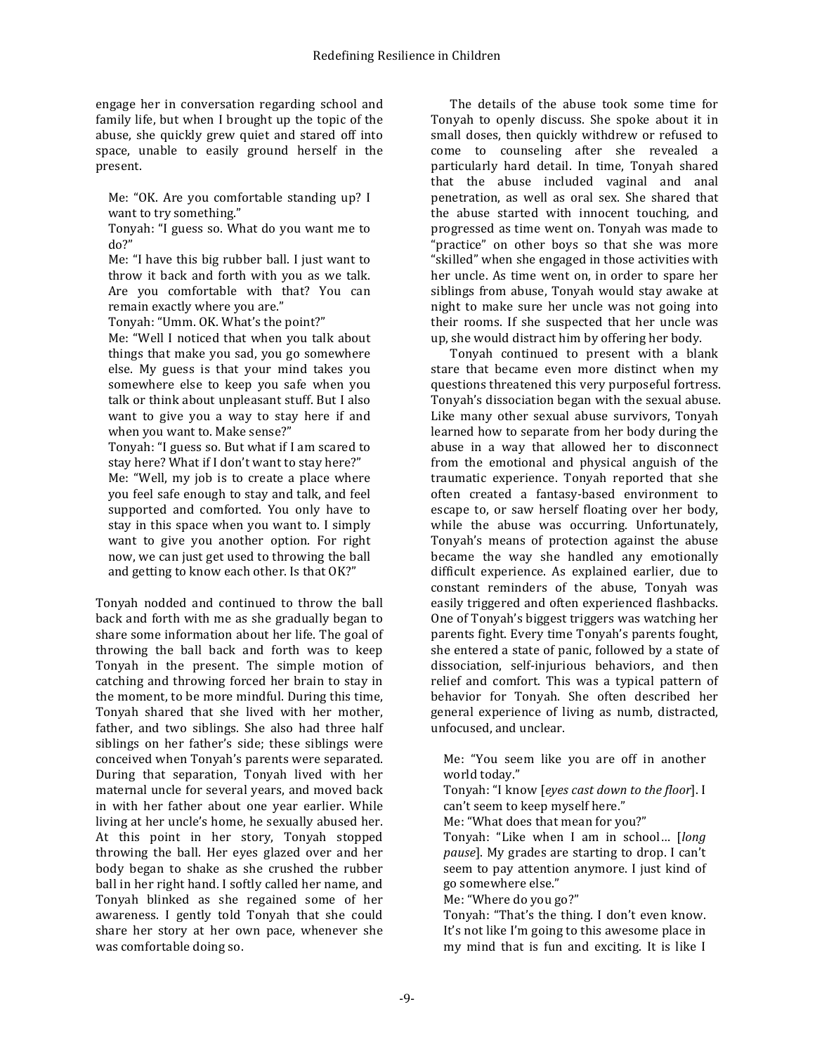engage her in conversation regarding school and family life, but when I brought up the topic of the abuse, she quickly grew quiet and stared off into space, unable to easily ground herself in the present.

> Me: "OK. Are you comfortable standing up? I want to try something."
> Tonyah: "I guess so. What do you want me to do?"
> Me: "I have this big rubber ball. I just want to throw it back and forth with you as we talk. Are you comfortable with that? You can remain exactly where you are."
> Tonyah: "Umm. OK. What's the point?"
> Me: "Well I noticed that when you talk about things that make you sad, you go somewhere else. My guess is that your mind takes you somewhere else to keep you safe when you talk or think about unpleasant stuff. But I also want to give you a way to stay here if and when you want to. Make sense?"
> Tonyah: "I guess so. But what if I am scared to stay here? What if I don't want to stay here?"
> Me: "Well, my job is to create a place where you feel safe enough to stay and talk, and feel supported and comforted. You only have to stay in this space when you want to. I simply want to give you another option. For right now, we can just get used to throwing the ball and getting to know each other. Is that OK?"

Tonyah nodded and continued to throw the ball back and forth with me as she gradually began to share some information about her life. The goal of throwing the ball back and forth was to keep Tonyah in the present. The simple motion of catching and throwing forced her brain to stay in the moment, to be more mindful. During this time, Tonyah shared that she lived with her mother, father, and two siblings. She also had three half siblings on her father's side; these siblings were conceived when Tonyah's parents were separated. During that separation, Tonyah lived with her maternal uncle for several years, and moved back in with her father about one year earlier. While living at her uncle's home, he sexually abused her. At this point in her story, Tonyah stopped throwing the ball. Her eyes glazed over and her body began to shake as she crushed the rubber ball in her right hand. I softly called her name, and Tonyah blinked as she regained some of her awareness. I gently told Tonyah that she could share her story at her own pace, whenever she was comfortable doing so.

The details of the abuse took some time for Tonyah to openly discuss. She spoke about it in small doses, then quickly withdrew or refused to come to counseling after she revealed a particularly hard detail. In time, Tonyah shared that the abuse included vaginal and anal penetration, as well as oral sex. She shared that the abuse started with innocent touching, and progressed as time went on. Tonyah was made to "practice" on other boys so that she was more "skilled" when she engaged in those activities with her uncle. As time went on, in order to spare her siblings from abuse, Tonyah would stay awake at night to make sure her uncle was not going into their rooms. If she suspected that her uncle was up, she would distract him by offering her body.

Tonyah continued to present with a blank stare that became even more distinct when my questions threatened this very purposeful fortress. Tonyah's dissociation began with the sexual abuse. Like many other sexual abuse survivors, Tonyah learned how to separate from her body during the abuse in a way that allowed her to disconnect from the emotional and physical anguish of the traumatic experience. Tonyah reported that she often created a fantasy-based environment to escape to, or saw herself floating over her body, while the abuse was occurring. Unfortunately, Tonyah's means of protection against the abuse became the way she handled any emotionally difficult experience. As explained earlier, due to constant reminders of the abuse, Tonyah was easily triggered and often experienced flashbacks. One of Tonyah's biggest triggers was watching her parents fight. Every time Tonyah's parents fought, she entered a state of panic, followed by a state of dissociation, self-injurious behaviors, and then relief and comfort. This was a typical pattern of behavior for Tonyah. She often described her general experience of living as numb, distracted, unfocused, and unclear.

> Me: "You seem like you are off in another world today."
> Tonyah: "I know [*eyes cast down to the floor*]. I can't seem to keep myself here."
> Me: "What does that mean for you?"
> Tonyah: "Like when I am in school… [*long pause*]. My grades are starting to drop. I can't seem to pay attention anymore. I just kind of go somewhere else."
> Me: "Where do you go?"
> Tonyah: "That's the thing. I don't even know. It's not like I'm going to this awesome place in my mind that is fun and exciting. It is like I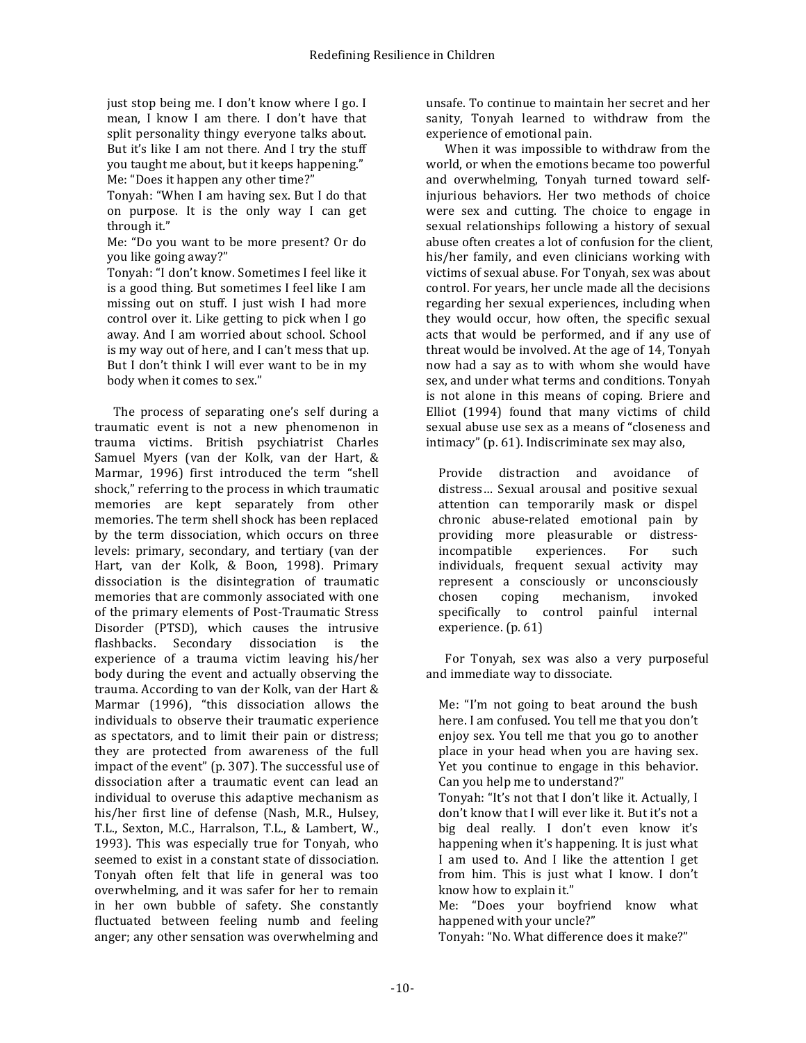just stop being me. I don't know where I go. I mean, I know I am there. I don't have that split personality thingy everyone talks about. But it's like I am not there. And I try the stuff you taught me about, but it keeps happening."
Me: "Does it happen any other time?"
Tonyah: "When I am having sex. But I do that on purpose. It is the only way I can get through it."
Me: "Do you want to be more present? Or do you like going away?"
Tonyah: "I don't know. Sometimes I feel like it is a good thing. But sometimes I feel like I am missing out on stuff. I just wish I had more control over it. Like getting to pick when I go away. And I am worried about school. School is my way out of here, and I can't mess that up. But I don't think I will ever want to be in my body when it comes to sex."

The process of separating one's self during a traumatic event is not a new phenomenon in trauma victims. British psychiatrist Charles Samuel Myers (van der Kolk, van der Hart, & Marmar, 1996) first introduced the term "shell shock," referring to the process in which traumatic memories are kept separately from other memories. The term shell shock has been replaced by the term dissociation, which occurs on three levels: primary, secondary, and tertiary (van der Hart, van der Kolk, & Boon, 1998). Primary dissociation is the disintegration of traumatic memories that are commonly associated with one of the primary elements of Post-Traumatic Stress Disorder (PTSD), which causes the intrusive flashbacks. Secondary dissociation is the experience of a trauma victim leaving his/her body during the event and actually observing the trauma. According to van der Kolk, van der Hart & Marmar (1996), "this dissociation allows the individuals to observe their traumatic experience as spectators, and to limit their pain or distress; they are protected from awareness of the full impact of the event" (p. 307). The successful use of dissociation after a traumatic event can lead an individual to overuse this adaptive mechanism as his/her first line of defense (Nash, M.R., Hulsey, T.L., Sexton, M.C., Harralson, T.L., & Lambert, W., 1993). This was especially true for Tonyah, who seemed to exist in a constant state of dissociation. Tonyah often felt that life in general was too overwhelming, and it was safer for her to remain in her own bubble of safety. She constantly fluctuated between feeling numb and feeling anger; any other sensation was overwhelming and unsafe. To continue to maintain her secret and her sanity, Tonyah learned to withdraw from the experience of emotional pain.

When it was impossible to withdraw from the world, or when the emotions became too powerful and overwhelming, Tonyah turned toward self-injurious behaviors. Her two methods of choice were sex and cutting. The choice to engage in sexual relationships following a history of sexual abuse often creates a lot of confusion for the client, his/her family, and even clinicians working with victims of sexual abuse. For Tonyah, sex was about control. For years, her uncle made all the decisions regarding her sexual experiences, including when they would occur, how often, the specific sexual acts that would be performed, and if any use of threat would be involved. At the age of 14, Tonyah now had a say as to with whom she would have sex, and under what terms and conditions. Tonyah is not alone in this means of coping. Briere and Elliot (1994) found that many victims of child sexual abuse use sex as a means of "closeness and intimacy" (p. 61). Indiscriminate sex may also,

> Provide distraction and avoidance of distress… Sexual arousal and positive sexual attention can temporarily mask or dispel chronic abuse-related emotional pain by providing more pleasurable or distress-incompatible experiences. For such individuals, frequent sexual activity may represent a consciously or unconsciously chosen coping mechanism, invoked specifically to control painful internal experience. (p. 61)

For Tonyah, sex was also a very purposeful and immediate way to dissociate.

Me: "I'm not going to beat around the bush here. I am confused. You tell me that you don't enjoy sex. You tell me that you go to another place in your head when you are having sex. Yet you continue to engage in this behavior. Can you help me to understand?"
Tonyah: "It's not that I don't like it. Actually, I don't know that I will ever like it. But it's not a big deal really. I don't even know it's happening when it's happening. It is just what I am used to. And I like the attention I get from him. This is just what I know. I don't know how to explain it."
Me: "Does your boyfriend know what happened with your uncle?"
Tonyah: "No. What difference does it make?"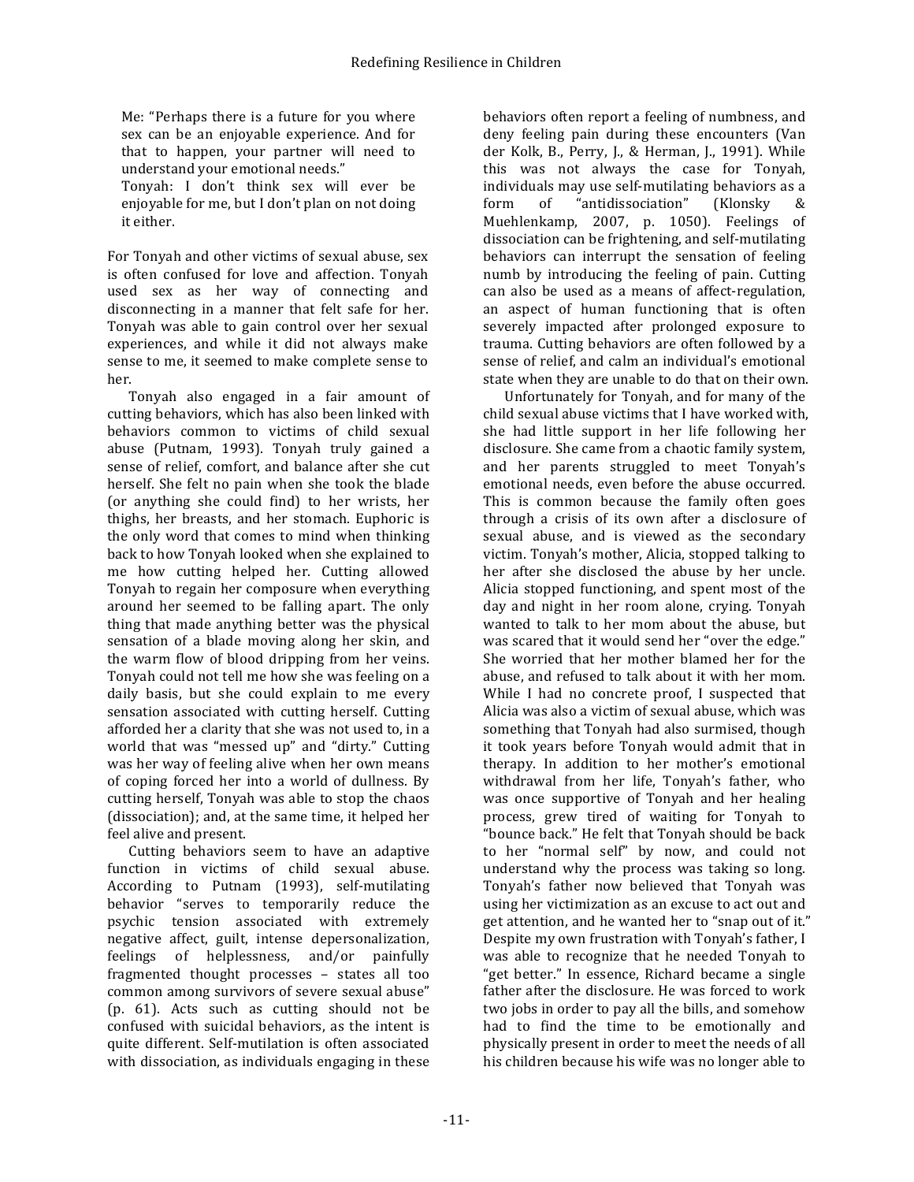Me: "Perhaps there is a future for you where sex can be an enjoyable experience. And for that to happen, your partner will need to understand your emotional needs."
Tonyah: I don't think sex will ever be enjoyable for me, but I don't plan on not doing it either.

For Tonyah and other victims of sexual abuse, sex is often confused for love and affection. Tonyah used sex as her way of connecting and disconnecting in a manner that felt safe for her. Tonyah was able to gain control over her sexual experiences, and while it did not always make sense to me, it seemed to make complete sense to her.

Tonyah also engaged in a fair amount of cutting behaviors, which has also been linked with behaviors common to victims of child sexual abuse (Putnam, 1993). Tonyah truly gained a sense of relief, comfort, and balance after she cut herself. She felt no pain when she took the blade (or anything she could find) to her wrists, her thighs, her breasts, and her stomach. Euphoric is the only word that comes to mind when thinking back to how Tonyah looked when she explained to me how cutting helped her. Cutting allowed Tonyah to regain her composure when everything around her seemed to be falling apart. The only thing that made anything better was the physical sensation of a blade moving along her skin, and the warm flow of blood dripping from her veins. Tonyah could not tell me how she was feeling on a daily basis, but she could explain to me every sensation associated with cutting herself. Cutting afforded her a clarity that she was not used to, in a world that was "messed up" and "dirty." Cutting was her way of feeling alive when her own means of coping forced her into a world of dullness. By cutting herself, Tonyah was able to stop the chaos (dissociation); and, at the same time, it helped her feel alive and present.

Cutting behaviors seem to have an adaptive function in victims of child sexual abuse. According to Putnam (1993), self-mutilating behavior "serves to temporarily reduce the psychic tension associated with extremely negative affect, guilt, intense depersonalization, feelings of helplessness, and/or painfully fragmented thought processes – states all too common among survivors of severe sexual abuse" (p. 61). Acts such as cutting should not be confused with suicidal behaviors, as the intent is quite different. Self-mutilation is often associated with dissociation, as individuals engaging in these behaviors often report a feeling of numbness, and deny feeling pain during these encounters (Van der Kolk, B., Perry, J., & Herman, J., 1991). While this was not always the case for Tonyah, individuals may use self-mutilating behaviors as a form of "antidissociation" (Klonsky & Muehlenkamp, 2007, p. 1050). Feelings of dissociation can be frightening, and self-mutilating behaviors can interrupt the sensation of feeling numb by introducing the feeling of pain. Cutting can also be used as a means of affect-regulation, an aspect of human functioning that is often severely impacted after prolonged exposure to trauma. Cutting behaviors are often followed by a sense of relief, and calm an individual's emotional state when they are unable to do that on their own.

Unfortunately for Tonyah, and for many of the child sexual abuse victims that I have worked with, she had little support in her life following her disclosure. She came from a chaotic family system, and her parents struggled to meet Tonyah's emotional needs, even before the abuse occurred. This is common because the family often goes through a crisis of its own after a disclosure of sexual abuse, and is viewed as the secondary victim. Tonyah's mother, Alicia, stopped talking to her after she disclosed the abuse by her uncle. Alicia stopped functioning, and spent most of the day and night in her room alone, crying. Tonyah wanted to talk to her mom about the abuse, but was scared that it would send her "over the edge." She worried that her mother blamed her for the abuse, and refused to talk about it with her mom. While I had no concrete proof, I suspected that Alicia was also a victim of sexual abuse, which was something that Tonyah had also surmised, though it took years before Tonyah would admit that in therapy. In addition to her mother's emotional withdrawal from her life, Tonyah's father, who was once supportive of Tonyah and her healing process, grew tired of waiting for Tonyah to "bounce back." He felt that Tonyah should be back to her "normal self" by now, and could not understand why the process was taking so long. Tonyah's father now believed that Tonyah was using her victimization as an excuse to act out and get attention, and he wanted her to "snap out of it." Despite my own frustration with Tonyah's father, I was able to recognize that he needed Tonyah to "get better." In essence, Richard became a single father after the disclosure. He was forced to work two jobs in order to pay all the bills, and somehow had to find the time to be emotionally and physically present in order to meet the needs of all his children because his wife was no longer able to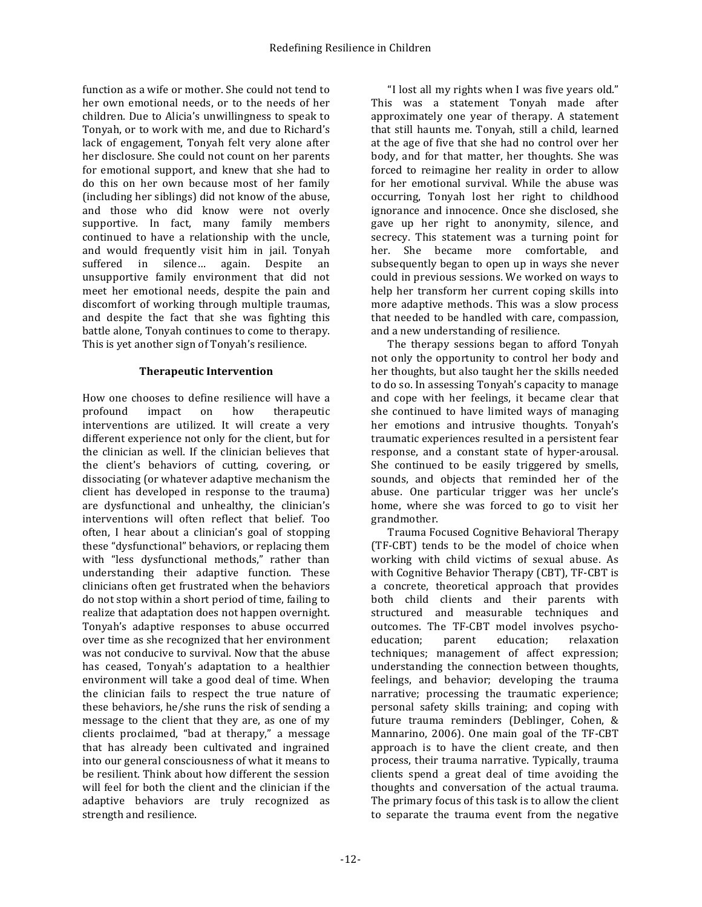function as a wife or mother. She could not tend to her own emotional needs, or to the needs of her children. Due to Alicia's unwillingness to speak to Tonyah, or to work with me, and due to Richard's lack of engagement, Tonyah felt very alone after her disclosure. She could not count on her parents for emotional support, and knew that she had to do this on her own because most of her family (including her siblings) did not know of the abuse, and those who did know were not overly supportive. In fact, many family members continued to have a relationship with the uncle, and would frequently visit him in jail. Tonyah suffered in silence… again. Despite an unsupportive family environment that did not meet her emotional needs, despite the pain and discomfort of working through multiple traumas, and despite the fact that she was fighting this battle alone, Tonyah continues to come to therapy. This is yet another sign of Tonyah's resilience.

### Therapeutic Intervention

How one chooses to define resilience will have a profound impact on how therapeutic interventions are utilized. It will create a very different experience not only for the client, but for the clinician as well. If the clinician believes that the client's behaviors of cutting, covering, or dissociating (or whatever adaptive mechanism the client has developed in response to the trauma) are dysfunctional and unhealthy, the clinician's interventions will often reflect that belief. Too often, I hear about a clinician's goal of stopping these "dysfunctional" behaviors, or replacing them with "less dysfunctional methods," rather than understanding their adaptive function. These clinicians often get frustrated when the behaviors do not stop within a short period of time, failing to realize that adaptation does not happen overnight. Tonyah's adaptive responses to abuse occurred over time as she recognized that her environment was not conducive to survival. Now that the abuse has ceased, Tonyah's adaptation to a healthier environment will take a good deal of time. When the clinician fails to respect the true nature of these behaviors, he/she runs the risk of sending a message to the client that they are, as one of my clients proclaimed, "bad at therapy," a message that has already been cultivated and ingrained into our general consciousness of what it means to be resilient. Think about how different the session will feel for both the client and the clinician if the adaptive behaviors are truly recognized as strength and resilience.

"I lost all my rights when I was five years old." This was a statement Tonyah made after approximately one year of therapy. A statement that still haunts me. Tonyah, still a child, learned at the age of five that she had no control over her body, and for that matter, her thoughts. She was forced to reimagine her reality in order to allow for her emotional survival. While the abuse was occurring, Tonyah lost her right to childhood ignorance and innocence. Once she disclosed, she gave up her right to anonymity, silence, and secrecy. This statement was a turning point for her. She became more comfortable, and subsequently began to open up in ways she never could in previous sessions. We worked on ways to help her transform her current coping skills into more adaptive methods. This was a slow process that needed to be handled with care, compassion, and a new understanding of resilience.

The therapy sessions began to afford Tonyah not only the opportunity to control her body and her thoughts, but also taught her the skills needed to do so. In assessing Tonyah's capacity to manage and cope with her feelings, it became clear that she continued to have limited ways of managing her emotions and intrusive thoughts. Tonyah's traumatic experiences resulted in a persistent fear response, and a constant state of hyper-arousal. She continued to be easily triggered by smells, sounds, and objects that reminded her of the abuse. One particular trigger was her uncle's home, where she was forced to go to visit her grandmother.

Trauma Focused Cognitive Behavioral Therapy (TF-CBT) tends to be the model of choice when working with child victims of sexual abuse. As with Cognitive Behavior Therapy (CBT), TF-CBT is a concrete, theoretical approach that provides both child clients and their parents with structured and measurable techniques and outcomes. The TF-CBT model involves psycho-education; parent education; relaxation techniques; management of affect expression; understanding the connection between thoughts, feelings, and behavior; developing the trauma narrative; processing the traumatic experience; personal safety skills training; and coping with future trauma reminders (Deblinger, Cohen, & Mannarino, 2006). One main goal of the TF-CBT approach is to have the client create, and then process, their trauma narrative. Typically, trauma clients spend a great deal of time avoiding the thoughts and conversation of the actual trauma. The primary focus of this task is to allow the client to separate the trauma event from the negative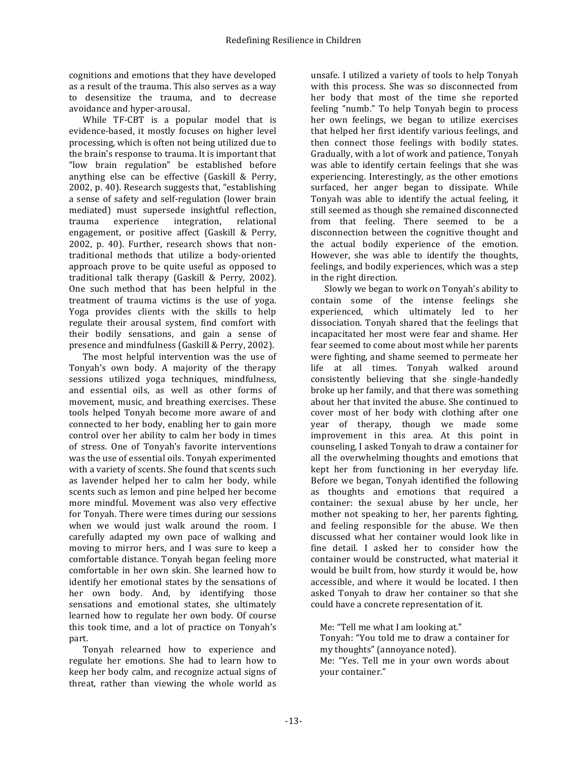cognitions and emotions that they have developed as a result of the trauma. This also serves as a way to desensitize the trauma, and to decrease avoidance and hyper-arousal.

While TF-CBT is a popular model that is evidence-based, it mostly focuses on higher level processing, which is often not being utilized due to the brain's response to trauma. It is important that "low brain regulation" be established before anything else can be effective (Gaskill & Perry, 2002, p. 40). Research suggests that, "establishing a sense of safety and self-regulation (lower brain mediated) must supersede insightful reflection, trauma experience integration, relational engagement, or positive affect (Gaskill & Perry, 2002, p. 40). Further, research shows that non-traditional methods that utilize a body-oriented approach prove to be quite useful as opposed to traditional talk therapy (Gaskill & Perry, 2002). One such method that has been helpful in the treatment of trauma victims is the use of yoga. Yoga provides clients with the skills to help regulate their arousal system, find comfort with their bodily sensations, and gain a sense of presence and mindfulness (Gaskill & Perry, 2002).

The most helpful intervention was the use of Tonyah's own body. A majority of the therapy sessions utilized yoga techniques, mindfulness, and essential oils, as well as other forms of movement, music, and breathing exercises. These tools helped Tonyah become more aware of and connected to her body, enabling her to gain more control over her ability to calm her body in times of stress. One of Tonyah's favorite interventions was the use of essential oils. Tonyah experimented with a variety of scents. She found that scents such as lavender helped her to calm her body, while scents such as lemon and pine helped her become more mindful. Movement was also very effective for Tonyah. There were times during our sessions when we would just walk around the room. I carefully adapted my own pace of walking and moving to mirror hers, and I was sure to keep a comfortable distance. Tonyah began feeling more comfortable in her own skin. She learned how to identify her emotional states by the sensations of her own body. And, by identifying those sensations and emotional states, she ultimately learned how to regulate her own body. Of course this took time, and a lot of practice on Tonyah's part.

Tonyah relearned how to experience and regulate her emotions. She had to learn how to keep her body calm, and recognize actual signs of threat, rather than viewing the whole world as unsafe. I utilized a variety of tools to help Tonyah with this process. She was so disconnected from her body that most of the time she reported feeling "numb." To help Tonyah begin to process her own feelings, we began to utilize exercises that helped her first identify various feelings, and then connect those feelings with bodily states. Gradually, with a lot of work and patience, Tonyah was able to identify certain feelings that she was experiencing. Interestingly, as the other emotions surfaced, her anger began to dissipate. While Tonyah was able to identify the actual feeling, it still seemed as though she remained disconnected from that feeling. There seemed to be a disconnection between the cognitive thought and the actual bodily experience of the emotion. However, she was able to identify the thoughts, feelings, and bodily experiences, which was a step in the right direction.

Slowly we began to work on Tonyah's ability to contain some of the intense feelings she experienced, which ultimately led to her dissociation. Tonyah shared that the feelings that incapacitated her most were fear and shame. Her fear seemed to come about most while her parents were fighting, and shame seemed to permeate her life at all times. Tonyah walked around consistently believing that she single-handedly broke up her family, and that there was something about her that invited the abuse. She continued to cover most of her body with clothing after one year of therapy, though we made some improvement in this area. At this point in counseling, I asked Tonyah to draw a container for all the overwhelming thoughts and emotions that kept her from functioning in her everyday life. Before we began, Tonyah identified the following as thoughts and emotions that required a container: the sexual abuse by her uncle, her mother not speaking to her, her parents fighting, and feeling responsible for the abuse. We then discussed what her container would look like in fine detail. I asked her to consider how the container would be constructed, what material it would be built from, how sturdy it would be, how accessible, and where it would be located. I then asked Tonyah to draw her container so that she could have a concrete representation of it.

> Me: "Tell me what I am looking at."
> Tonyah: "You told me to draw a container for my thoughts" (annoyance noted).
> Me: "Yes. Tell me in your own words about your container."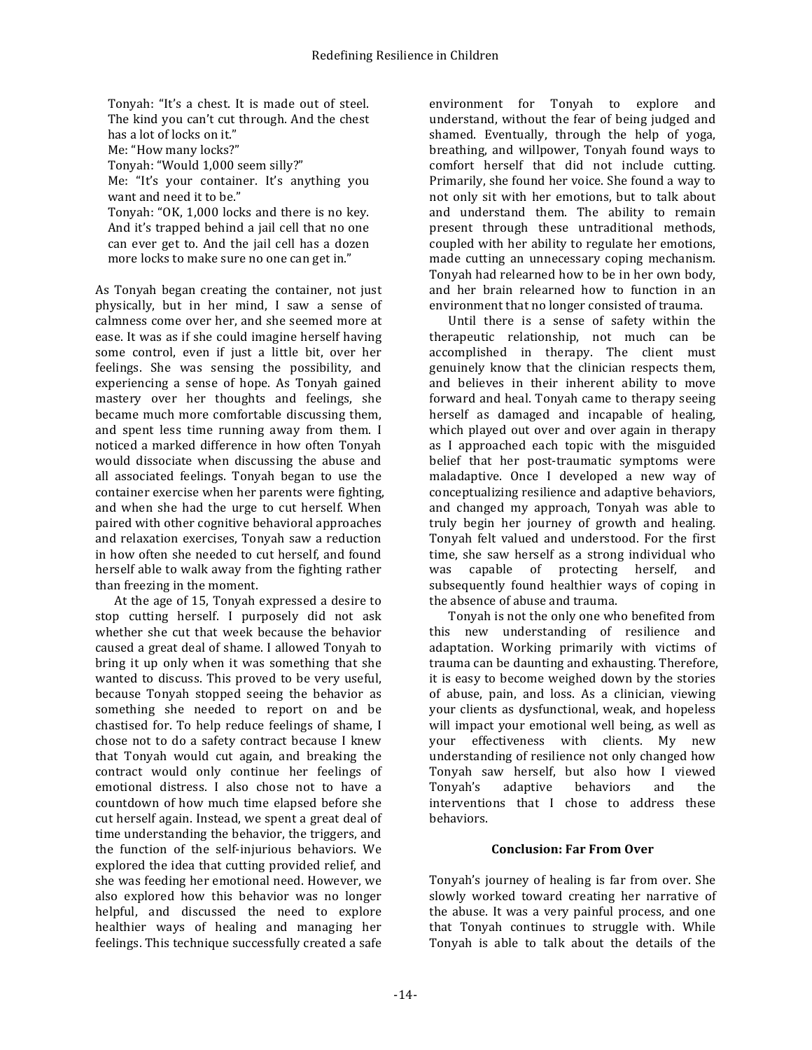Tonyah: "It's a chest. It is made out of steel. The kind you can't cut through. And the chest has a lot of locks on it."
Me: "How many locks?"
Tonyah: "Would 1,000 seem silly?"
Me: "It's your container. It's anything you want and need it to be."
Tonyah: "OK, 1,000 locks and there is no key. And it's trapped behind a jail cell that no one can ever get to. And the jail cell has a dozen more locks to make sure no one can get in."

As Tonyah began creating the container, not just physically, but in her mind, I saw a sense of calmness come over her, and she seemed more at ease. It was as if she could imagine herself having some control, even if just a little bit, over her feelings. She was sensing the possibility, and experiencing a sense of hope. As Tonyah gained mastery over her thoughts and feelings, she became much more comfortable discussing them, and spent less time running away from them. I noticed a marked difference in how often Tonyah would dissociate when discussing the abuse and all associated feelings. Tonyah began to use the container exercise when her parents were fighting, and when she had the urge to cut herself. When paired with other cognitive behavioral approaches and relaxation exercises, Tonyah saw a reduction in how often she needed to cut herself, and found herself able to walk away from the fighting rather than freezing in the moment.

At the age of 15, Tonyah expressed a desire to stop cutting herself. I purposely did not ask whether she cut that week because the behavior caused a great deal of shame. I allowed Tonyah to bring it up only when it was something that she wanted to discuss. This proved to be very useful, because Tonyah stopped seeing the behavior as something she needed to report on and be chastised for. To help reduce feelings of shame, I chose not to do a safety contract because I knew that Tonyah would cut again, and breaking the contract would only continue her feelings of emotional distress. I also chose not to have a countdown of how much time elapsed before she cut herself again. Instead, we spent a great deal of time understanding the behavior, the triggers, and the function of the self-injurious behaviors. We explored the idea that cutting provided relief, and she was feeding her emotional need. However, we also explored how this behavior was no longer helpful, and discussed the need to explore healthier ways of healing and managing her feelings. This technique successfully created a safe environment for Tonyah to explore and understand, without the fear of being judged and shamed. Eventually, through the help of yoga, breathing, and willpower, Tonyah found ways to comfort herself that did not include cutting. Primarily, she found her voice. She found a way to not only sit with her emotions, but to talk about and understand them. The ability to remain present through these untraditional methods, coupled with her ability to regulate her emotions, made cutting an unnecessary coping mechanism. Tonyah had relearned how to be in her own body, and her brain relearned how to function in an environment that no longer consisted of trauma.

Until there is a sense of safety within the therapeutic relationship, not much can be accomplished in therapy. The client must genuinely know that the clinician respects them, and believes in their inherent ability to move forward and heal. Tonyah came to therapy seeing herself as damaged and incapable of healing, which played out over and over again in therapy as I approached each topic with the misguided belief that her post-traumatic symptoms were maladaptive. Once I developed a new way of conceptualizing resilience and adaptive behaviors, and changed my approach, Tonyah was able to truly begin her journey of growth and healing. Tonyah felt valued and understood. For the first time, she saw herself as a strong individual who was capable of protecting herself, and subsequently found healthier ways of coping in the absence of abuse and trauma.

Tonyah is not the only one who benefited from this new understanding of resilience and adaptation. Working primarily with victims of trauma can be daunting and exhausting. Therefore, it is easy to become weighed down by the stories of abuse, pain, and loss. As a clinician, viewing your clients as dysfunctional, weak, and hopeless will impact your emotional well being, as well as your effectiveness with clients. My new understanding of resilience not only changed how Tonyah saw herself, but also how I viewed Tonyah's adaptive behaviors and the interventions that I chose to address these behaviors.

## Conclusion: Far From Over

Tonyah's journey of healing is far from over. She slowly worked toward creating her narrative of the abuse. It was a very painful process, and one that Tonyah continues to struggle with. While Tonyah is able to talk about the details of the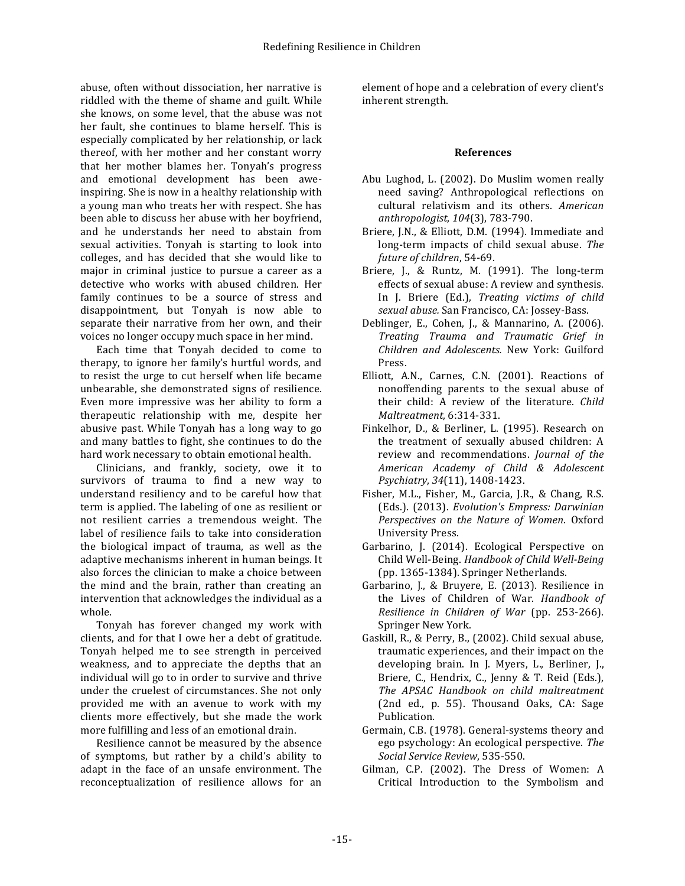abuse, often without dissociation, her narrative is riddled with the theme of shame and guilt. While she knows, on some level, that the abuse was not her fault, she continues to blame herself. This is especially complicated by her relationship, or lack thereof, with her mother and her constant worry that her mother blames her. Tonyah's progress and emotional development has been awe-inspiring. She is now in a healthy relationship with a young man who treats her with respect. She has been able to discuss her abuse with her boyfriend, and he understands her need to abstain from sexual activities. Tonyah is starting to look into colleges, and has decided that she would like to major in criminal justice to pursue a career as a detective who works with abused children. Her family continues to be a source of stress and disappointment, but Tonyah is now able to separate their narrative from her own, and their voices no longer occupy much space in her mind.

Each time that Tonyah decided to come to therapy, to ignore her family's hurtful words, and to resist the urge to cut herself when life became unbearable, she demonstrated signs of resilience. Even more impressive was her ability to form a therapeutic relationship with me, despite her abusive past. While Tonyah has a long way to go and many battles to fight, she continues to do the hard work necessary to obtain emotional health.

Clinicians, and frankly, society, owe it to survivors of trauma to find a new way to understand resiliency and to be careful how that term is applied. The labeling of one as resilient or not resilient carries a tremendous weight. The label of resilience fails to take into consideration the biological impact of trauma, as well as the adaptive mechanisms inherent in human beings. It also forces the clinician to make a choice between the mind and the brain, rather than creating an intervention that acknowledges the individual as a whole.

Tonyah has forever changed my work with clients, and for that I owe her a debt of gratitude. Tonyah helped me to see strength in perceived weakness, and to appreciate the depths that an individual will go to in order to survive and thrive under the cruelest of circumstances. She not only provided me with an avenue to work with my clients more effectively, but she made the work more fulfilling and less of an emotional drain.

Resilience cannot be measured by the absence of symptoms, but rather by a child's ability to adapt in the face of an unsafe environment. The reconceptualization of resilience allows for an element of hope and a celebration of every client's inherent strength.

## References

Abu Lughod, L. (2002). Do Muslim women really need saving? Anthropological reflections on cultural relativism and its others. *American anthropologist*, *104*(3), 783-790.

Briere, J.N., & Elliott, D.M. (1994). Immediate and long-term impacts of child sexual abuse. *The future of children*, 54-69.

Briere, J., & Runtz, M. (1991). The long-term effects of sexual abuse: A review and synthesis. In J. Briere (Ed.), *Treating victims of child sexual abuse.* San Francisco, CA: Jossey-Bass.

Deblinger, E., Cohen, J., & Mannarino, A. (2006). *Treating Trauma and Traumatic Grief in Children and Adolescents.* New York: Guilford Press.

Elliott, A.N., Carnes, C.N. (2001). Reactions of nonoffending parents to the sexual abuse of their child: A review of the literature. *Child Maltreatment*, 6:314-331.

Finkelhor, D., & Berliner, L. (1995). Research on the treatment of sexually abused children: A review and recommendations. *Journal of the American Academy of Child & Adolescent Psychiatry*, *34*(11), 1408-1423.

Fisher, M.L., Fisher, M., Garcia, J.R., & Chang, R.S. (Eds.). (2013). *Evolution's Empress: Darwinian Perspectives on the Nature of Women*. Oxford University Press.

Garbarino, J. (2014). Ecological Perspective on Child Well-Being. *Handbook of Child Well-Being* (pp. 1365-1384). Springer Netherlands.

Garbarino, J., & Bruyere, E. (2013). Resilience in the Lives of Children of War. *Handbook of Resilience in Children of War* (pp. 253-266). Springer New York.

Gaskill, R., & Perry, B., (2002). Child sexual abuse, traumatic experiences, and their impact on the developing brain. In J. Myers, L., Berliner, J., Briere, C., Hendrix, C., Jenny & T. Reid (Eds.), *The APSAC Handbook on child maltreatment* (2nd ed., p. 55). Thousand Oaks, CA: Sage Publication.

Germain, C.B. (1978). General-systems theory and ego psychology: An ecological perspective. *The Social Service Review*, 535-550.

Gilman, C.P. (2002). The Dress of Women: A Critical Introduction to the Symbolism and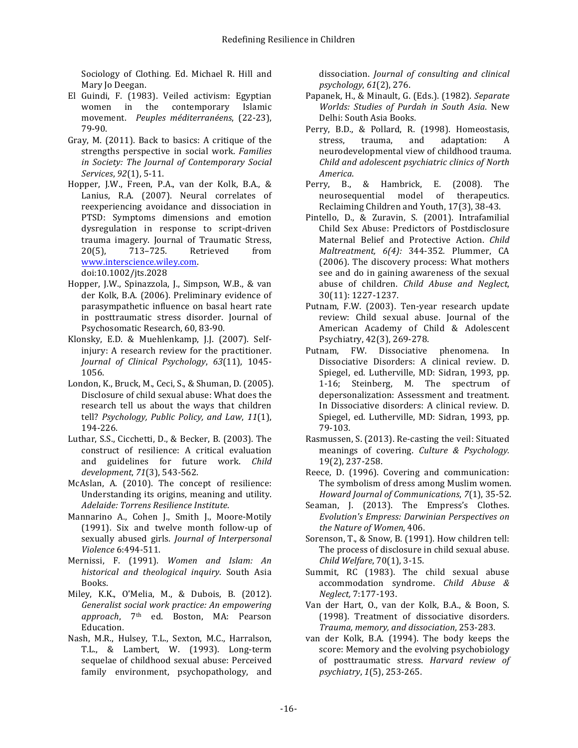Sociology of Clothing. Ed. Michael R. Hill and Mary Jo Deegan.

El Guindi, F. (1983). Veiled activism: Egyptian women in the contemporary Islamic movement. *Peuples méditerranéens*, (22-23), 79-90.

Gray, M. (2011). Back to basics: A critique of the strengths perspective in social work. *Families in Society: The Journal of Contemporary Social Services*, *92*(1), 5-11.

Hopper, J.W., Freen, P.A., van der Kolk, B.A., & Lanius, R.A. (2007). Neural correlates of reexperiencing avoidance and dissociation in PTSD: Symptoms dimensions and emotion dysregulation in response to script-driven trauma imagery. Journal of Traumatic Stress, 20(5), 713–725. Retrieved from [www.interscience.wiley.com](www.interscience.wiley.com). doi:10.1002/jts.2028

Hopper, J.W., Spinazzola, J., Simpson, W.B., & van der Kolk, B.A. (2006). Preliminary evidence of parasympathetic influence on basal heart rate in posttraumatic stress disorder. Journal of Psychosomatic Research, 60, 83-90.

Klonsky, E.D. & Muehlenkamp, J.J. (2007). Self-injury: A research review for the practitioner. *Journal of Clinical Psychology*, *63*(11), 1045-1056.

London, K., Bruck, M., Ceci, S., & Shuman, D. (2005). Disclosure of child sexual abuse: What does the research tell us about the ways that children tell? *Psychology, Public Policy, and Law*, *11*(1), 194-226.

Luthar, S.S., Cicchetti, D., & Becker, B. (2003). The construct of resilience: A critical evaluation and guidelines for future work. *Child development*, *71*(3), 543-562.

McAslan, A. (2010). The concept of resilience: Understanding its origins, meaning and utility. *Adelaide: Torrens Resilience Institute*.

Mannarino A., Cohen J., Smith J., Moore-Motily (1991). Six and twelve month follow-up of sexually abused girls. *Journal of Interpersonal Violence* 6:494-511.

Mernissi, F. (1991). *Women and Islam: An historical and theological inquiry*. South Asia Books.

Miley, K.K., O'Melia, M., & Dubois, B. (2012). *Generalist social work practice: An empowering approach*, 7th ed. Boston, MA: Pearson Education.

Nash, M.R., Hulsey, T.L., Sexton, M.C., Harralson, T.L., & Lambert, W. (1993). Long-term sequelae of childhood sexual abuse: Perceived family environment, psychopathology, and dissociation. *Journal of consulting and clinical psychology*, *61*(2), 276.

Papanek, H., & Minault, G. (Eds.). (1982). *Separate Worlds: Studies of Purdah in South Asia*. New Delhi: South Asia Books.

Perry, B.D., & Pollard, R. (1998). Homeostasis, stress, trauma, and adaptation: A neurodevelopmental view of childhood trauma. *Child and adolescent psychiatric clinics of North America*.

Perry, B., & Hambrick, E. (2008). The neurosequential model of therapeutics. Reclaiming Children and Youth, 17(3), 38-43.

Pintello, D., & Zuravin, S. (2001). Intrafamilial Child Sex Abuse: Predictors of Postdisclosure Maternal Belief and Protective Action. *Child Maltreatment, 6(4):* 344-352. Plummer, CA (2006). The discovery process: What mothers see and do in gaining awareness of the sexual abuse of children. *Child Abuse and Neglect*, 30(11): 1227-1237.

Putnam, F.W. (2003). Ten-year research update review: Child sexual abuse. Journal of the American Academy of Child & Adolescent Psychiatry, 42(3), 269-278.

Putnam, FW. Dissociative phenomena. In Dissociative Disorders: A clinical review. D. Spiegel, ed. Lutherville, MD: Sidran, 1993, pp. 1-16; Steinberg, M. The spectrum of depersonalization: Assessment and treatment. In Dissociative disorders: A clinical review. D. Spiegel, ed. Lutherville, MD: Sidran, 1993, pp. 79-103.

Rasmussen, S. (2013). Re-casting the veil: Situated meanings of covering. *Culture & Psychology*. 19(2), 237-258.

Reece, D. (1996). Covering and communication: The symbolism of dress among Muslim women. *Howard Journal of Communications*, *7*(1), 35-52.

Seaman, J. (2013). The Empress's Clothes. *Evolution's Empress: Darwinian Perspectives on the Nature of Women*, 406.

Sorenson, T., & Snow, B. (1991). How children tell: The process of disclosure in child sexual abuse. *Child Welfare*, 70(1), 3-15.

Summit, RC (1983). The child sexual abuse accommodation syndrome. *Child Abuse & Neglect,* 7:177-193.

Van der Hart, O., van der Kolk, B.A., & Boon, S. (1998). Treatment of dissociative disorders. *Trauma, memory, and dissociation*, 253-283.

van der Kolk, B.A. (1994). The body keeps the score: Memory and the evolving psychobiology of posttraumatic stress. *Harvard review of psychiatry*, *1*(5), 253-265.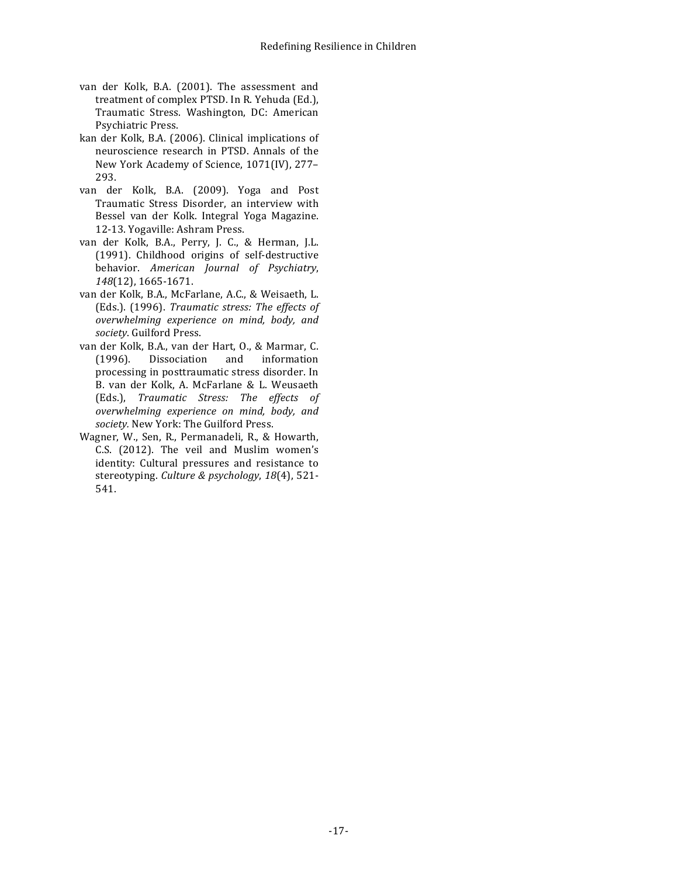van der Kolk, B.A. (2001). The assessment and treatment of complex PTSD. In R. Yehuda (Ed.), Traumatic Stress. Washington, DC: American Psychiatric Press.

kan der Kolk, B.A. (2006). Clinical implications of neuroscience research in PTSD. Annals of the New York Academy of Science, 1071(IV), 277–293.

van der Kolk, B.A. (2009). Yoga and Post Traumatic Stress Disorder, an interview with Bessel van der Kolk. Integral Yoga Magazine. 12-13. Yogaville: Ashram Press.

van der Kolk, B.A., Perry, J. C., & Herman, J.L. (1991). Childhood origins of self-destructive behavior. *American Journal of Psychiatry*, *148*(12), 1665-1671.

van der Kolk, B.A., McFarlane, A.C., & Weisaeth, L. (Eds.). (1996). *Traumatic stress: The effects of overwhelming experience on mind, body, and society*. Guilford Press.

van der Kolk, B.A., van der Hart, O., & Marmar, C. (1996). Dissociation and information processing in posttraumatic stress disorder. In B. van der Kolk, A. McFarlane & L. Weusaeth (Eds.), *Traumatic Stress: The effects of overwhelming experience on mind, body, and society.* New York: The Guilford Press.

Wagner, W., Sen, R., Permanadeli, R., & Howarth, C.S. (2012). The veil and Muslim women's identity: Cultural pressures and resistance to stereotyping. *Culture & psychology*, *18*(4), 521-541.